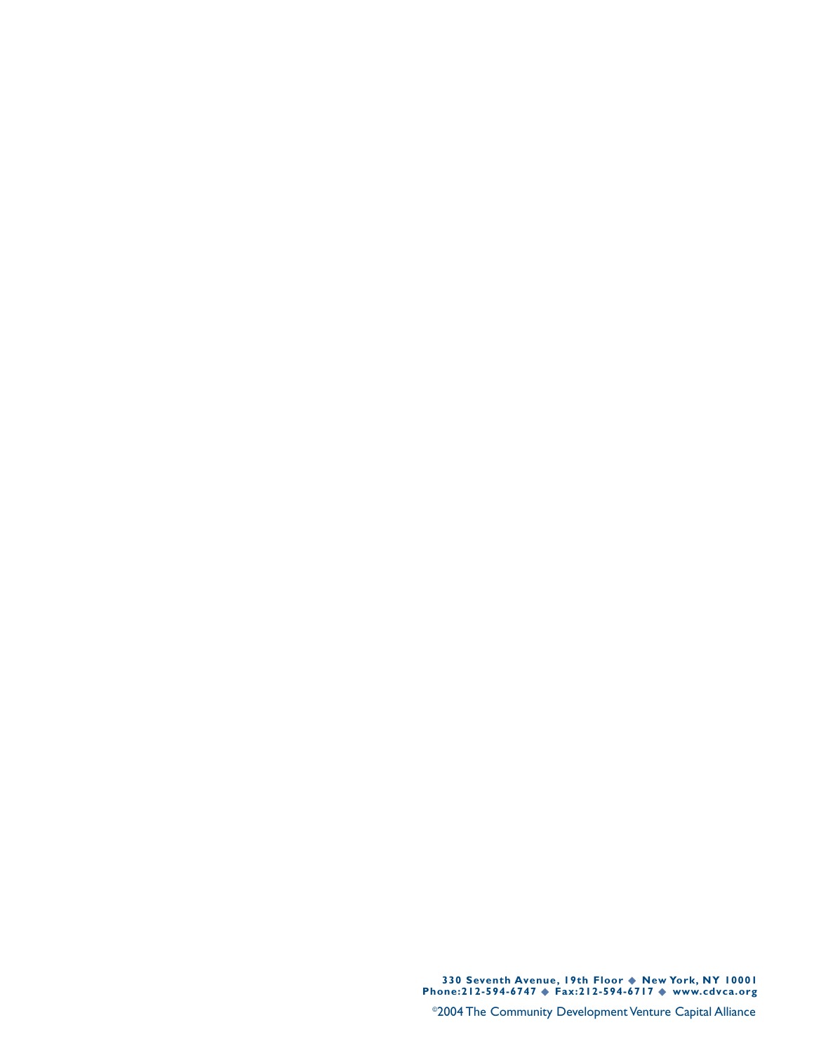**330 Seventh Avenue, 19th Floor ◆ New York, NY 10001**
**Phone:212-594-6747 ◆ Fax:212-594-6717 ◆ www.cdvca.org**

©2004 The Community Development Venture Capital Alliance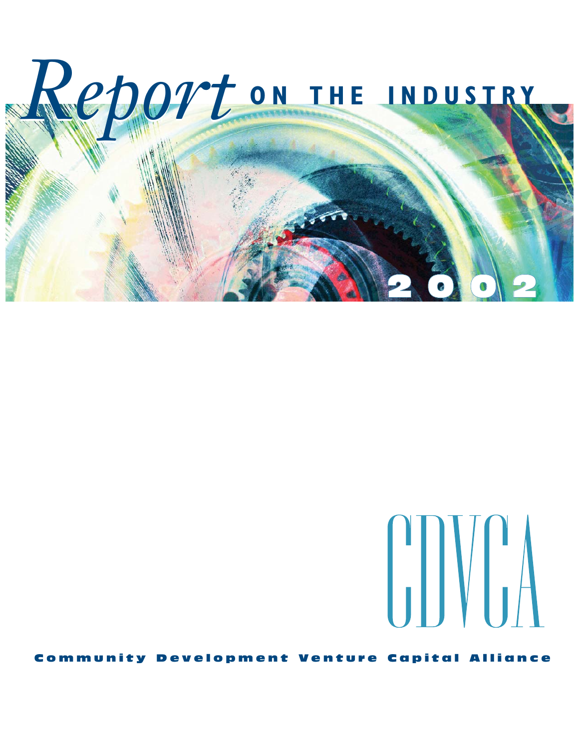# *Report* ON THE INDUSTRY

# 2002

# CDVCA

**Community Development Venture Capital Alliance**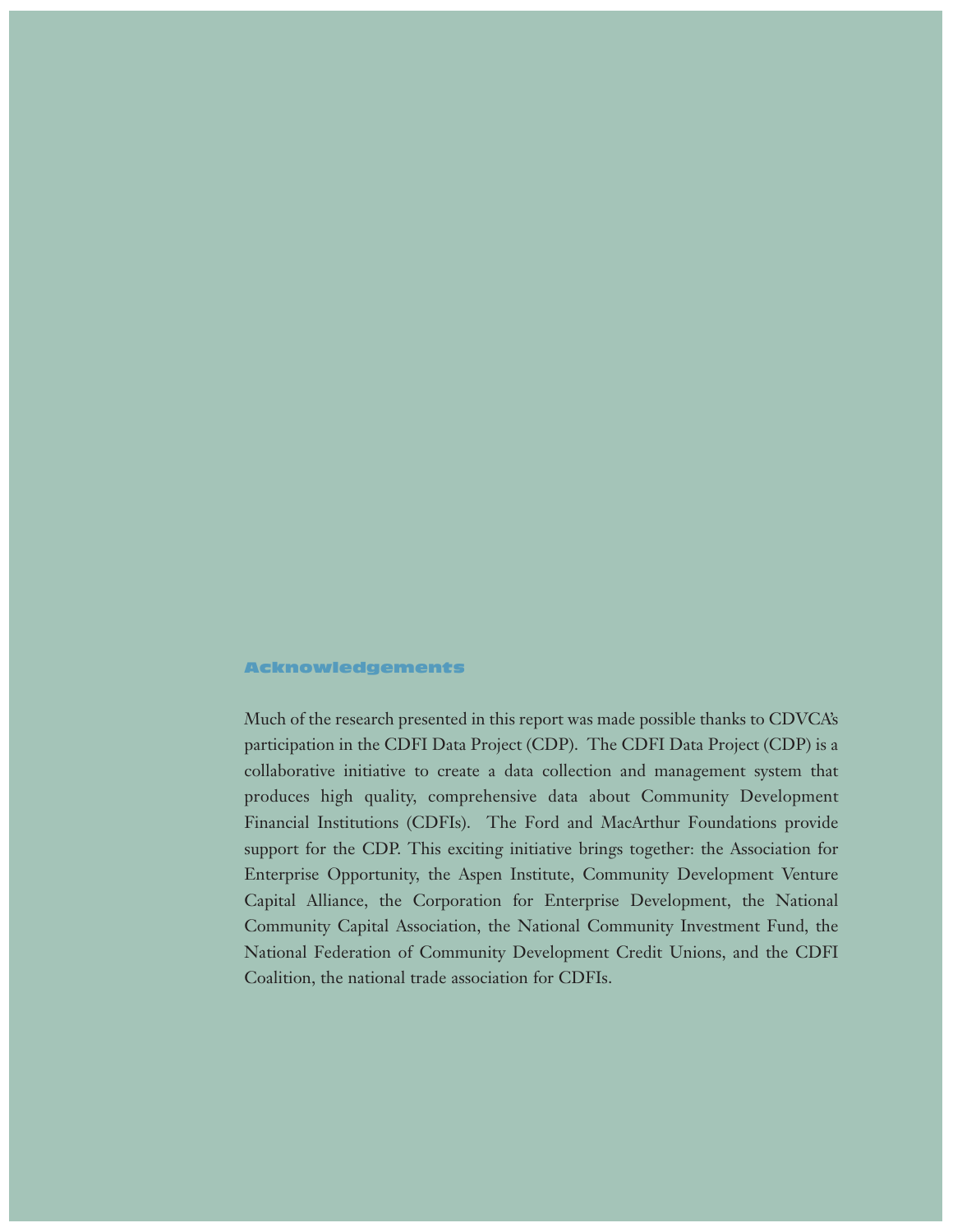## Acknowledgements

Much of the research presented in this report was made possible thanks to CDVCA's participation in the CDFI Data Project (CDP). The CDFI Data Project (CDP) is a collaborative initiative to create a data collection and management system that produces high quality, comprehensive data about Community Development Financial Institutions (CDFIs). The Ford and MacArthur Foundations provide support for the CDP. This exciting initiative brings together: the Association for Enterprise Opportunity, the Aspen Institute, Community Development Venture Capital Alliance, the Corporation for Enterprise Development, the National Community Capital Association, the National Community Investment Fund, the National Federation of Community Development Credit Unions, and the CDFI Coalition, the national trade association for CDFIs.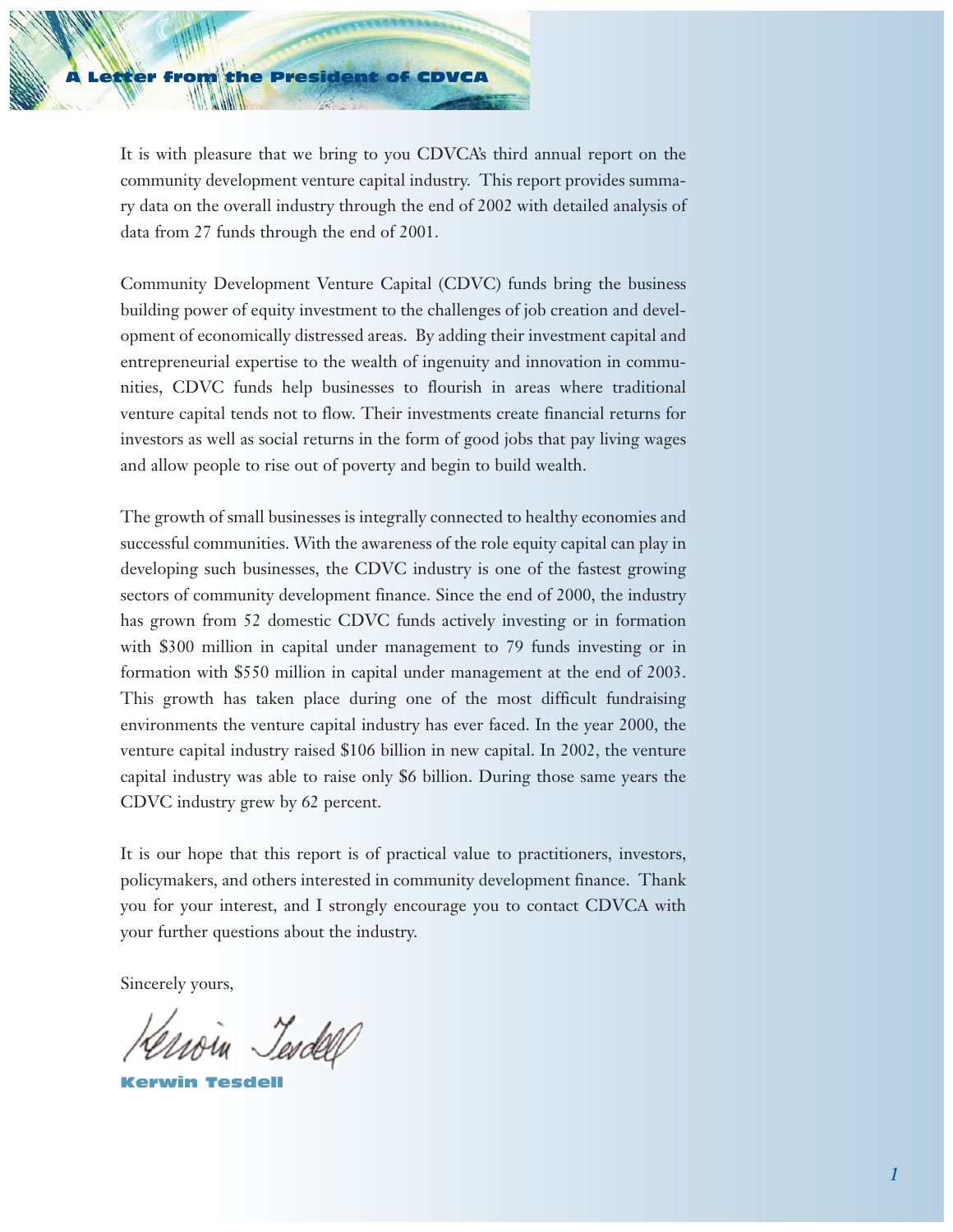# A Letter from the President of CDVCA

It is with pleasure that we bring to you CDVCA's third annual report on the community development venture capital industry. This report provides summary data on the overall industry through the end of 2002 with detailed analysis of data from 27 funds through the end of 2001.

Community Development Venture Capital (CDVC) funds bring the business building power of equity investment to the challenges of job creation and development of economically distressed areas. By adding their investment capital and entrepreneurial expertise to the wealth of ingenuity and innovation in communities, CDVC funds help businesses to flourish in areas where traditional venture capital tends not to flow. Their investments create financial returns for investors as well as social returns in the form of good jobs that pay living wages and allow people to rise out of poverty and begin to build wealth.

The growth of small businesses is integrally connected to healthy economies and successful communities. With the awareness of the role equity capital can play in developing such businesses, the CDVC industry is one of the fastest growing sectors of community development finance. Since the end of 2000, the industry has grown from 52 domestic CDVC funds actively investing or in formation with $300 million in capital under management to 79 funds investing or in formation with $550 million in capital under management at the end of 2003. This growth has taken place during one of the most difficult fundraising environments the venture capital industry has ever faced. In the year 2000, the venture capital industry raised $106 billion in new capital. In 2002, the venture capital industry was able to raise only $6 billion. During those same years the CDVC industry grew by 62 percent.

It is our hope that this report is of practical value to practitioners, investors, policymakers, and others interested in community development finance. Thank you for your interest, and I strongly encourage you to contact CDVCA with your further questions about the industry.

Sincerely yours,

Kerwin Tesdell

**Kerwin Tesdell**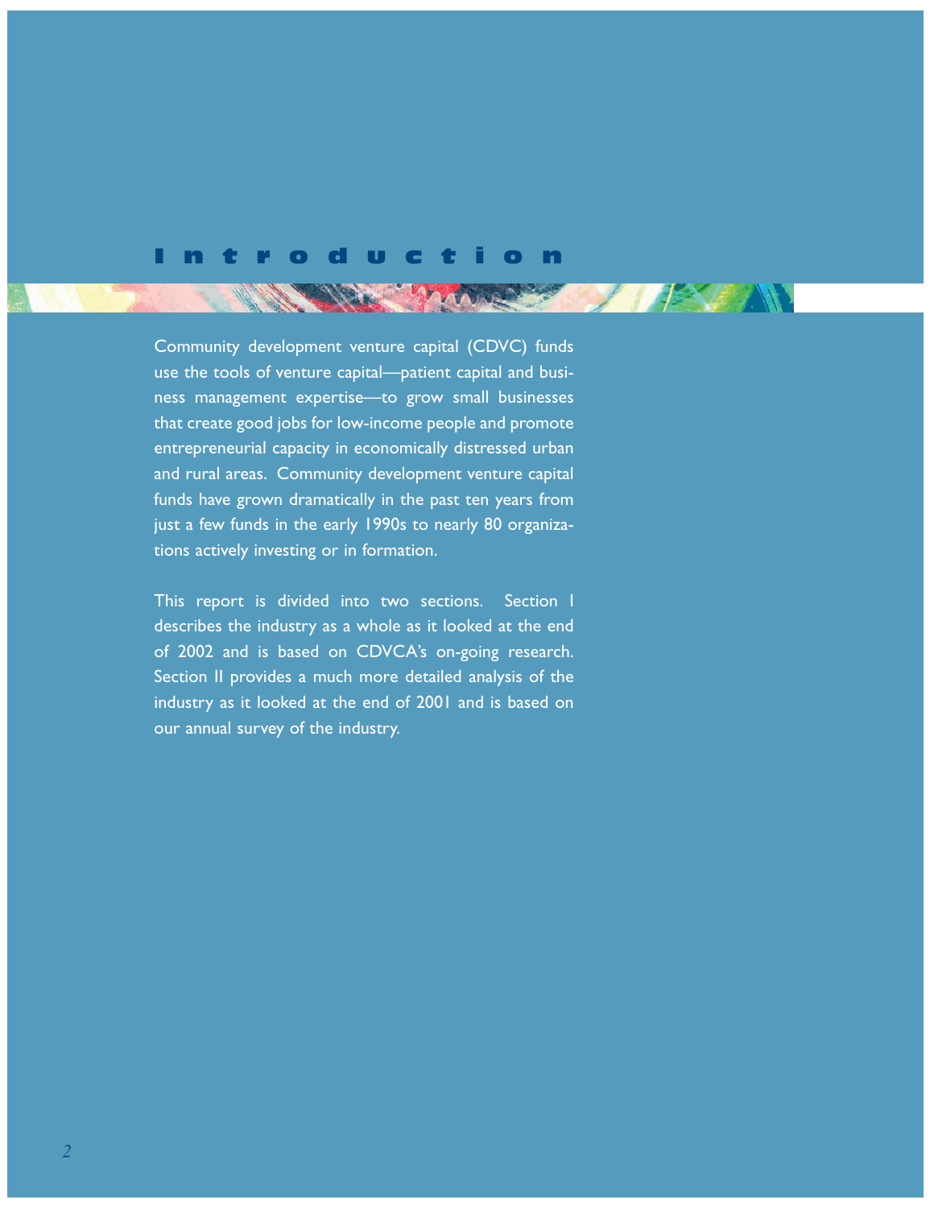# Introduction

Community development venture capital (CDVC) funds use the tools of venture capital—patient capital and business management expertise—to grow small businesses that create good jobs for low-income people and promote entrepreneurial capacity in economically distressed urban and rural areas. Community development venture capital funds have grown dramatically in the past ten years from just a few funds in the early 1990s to nearly 80 organizations actively investing or in formation.

This report is divided into two sections. Section I describes the industry as a whole as it looked at the end of 2002 and is based on CDVCA's on-going research. Section II provides a much more detailed analysis of the industry as it looked at the end of 2001 and is based on our annual survey of the industry.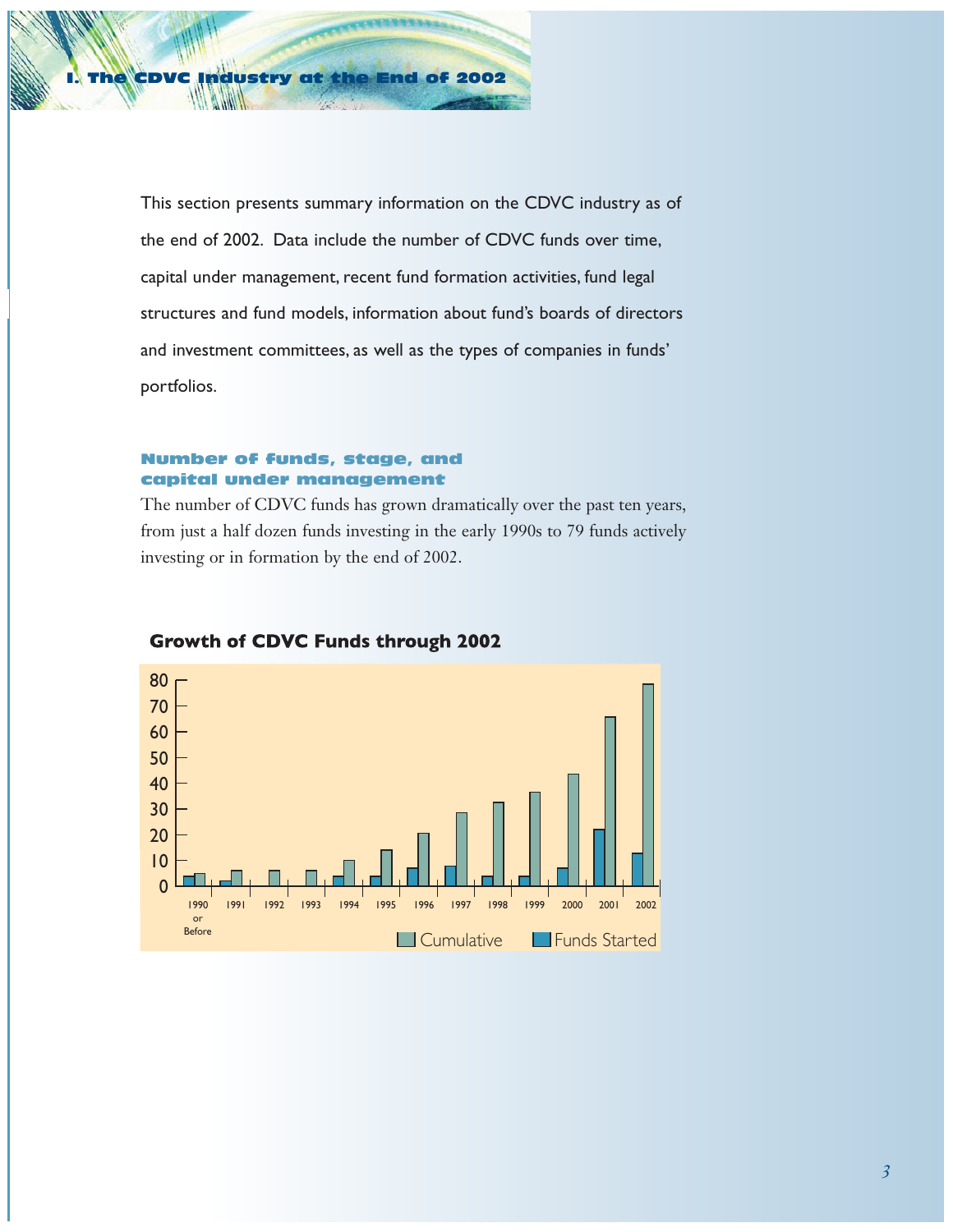# I. The CDVC Industry at the End of 2002

This section presents summary information on the CDVC industry as of the end of 2002. Data include the number of CDVC funds over time, capital under management, recent fund formation activities, fund legal structures and fund models, information about fund's boards of directors and investment committees, as well as the types of companies in funds' portfolios.

## Number of funds, stage, and capital under management

The number of CDVC funds has grown dramatically over the past ten years, from just a half dozen funds investing in the early 1990s to 79 funds actively investing or in formation by the end of 2002.

**Growth of CDVC Funds through 2002**

| Year | Funds Started | Cumulative |
|---|---|---|
| 1990 or Before | 4 | 5 |
| 1991 | 2 | 6 |
| 1992 | 0 | 6 |
| 1993 | 0 | 6 |
| 1994 | 4 | 10 |
| 1995 | 4 | 14 |
| 1996 | 7 | 21 |
| 1997 | 8 | 29 |
| 1998 | 4 | 33 |
| 1999 | 4 | 37 |
| 2000 | 7 | 44 |
| 2001 | 22 | 66 |
| 2002 | 13 | 79 |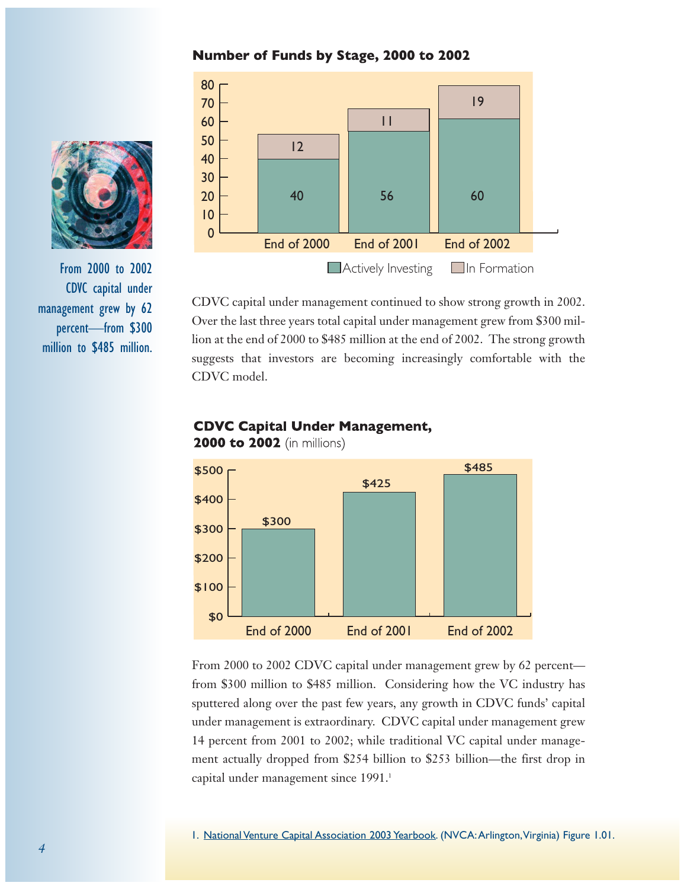From 2000 to 2002 CDVC capital under management grew by 62 percent—from $300 million to $485 million.

### Number of Funds by Stage, 2000 to 2002

| | End of 2000 | End of 2001 | End of 2002 |
|---|---|---|---|
| Actively Investing | 40 | 56 | 60 |
| In Formation | 12 | 11 | 19 |

CDVC capital under management continued to show strong growth in 2002. Over the last three years total capital under management grew from $300 million at the end of 2000 to $485 million at the end of 2002. The strong growth suggests that investors are becoming increasingly comfortable with the CDVC model.

### CDVC Capital Under Management, 2000 to 2002 (in millions)

| End of 2000 | End of 2001 | End of 2002 |
|---|---|---|
| $300 | $425 | $485 |

From 2000 to 2002 CDVC capital under management grew by 62 percent—from $300 million to $485 million. Considering how the VC industry has sputtered along over the past few years, any growth in CDVC funds' capital under management is extraordinary. CDVC capital under management grew 14 percent from 2001 to 2002; while traditional VC capital under management actually dropped from $254 billion to $253 billion—the first drop in capital under management since 1991.[1]

1. National Venture Capital Association 2003 Yearbook. (NVCA: Arlington, Virginia) Figure 1.01.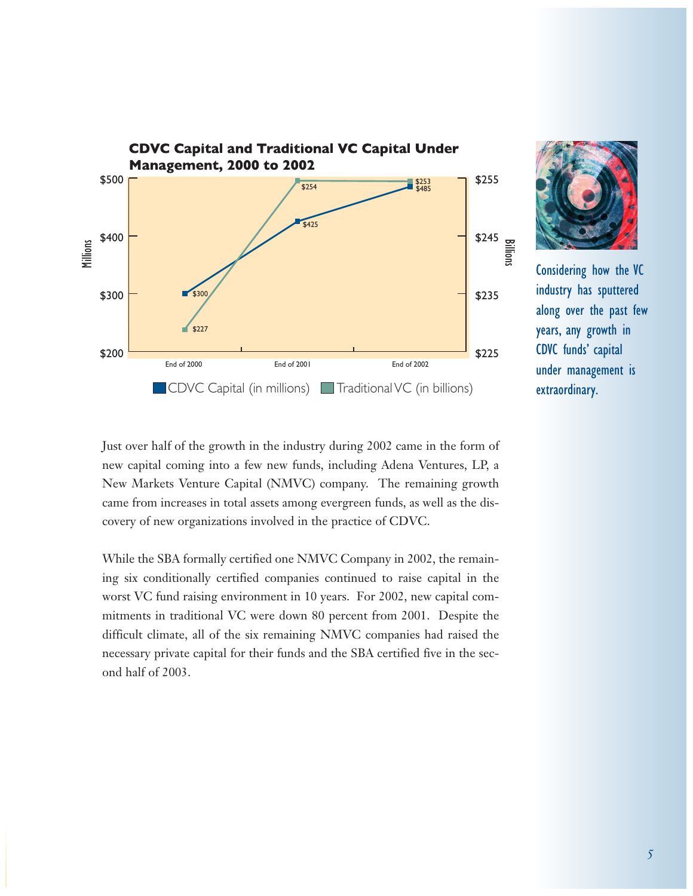**CDVC Capital and Traditional VC Capital Under Management, 2000 to 2002**

| | End of 2000 | End of 2001 | End of 2002 |
|---|---|---|---|
| CDVC Capital (in millions) | $300 | $425 | $485 |
| Traditional VC (in billions) | $227 | $254 | $253 |

Considering how the VC industry has sputtered along over the past few years, any growth in CDVC funds' capital under management is extraordinary.

Just over half of the growth in the industry during 2002 came in the form of new capital coming into a few new funds, including Adena Ventures, LP, a New Markets Venture Capital (NMVC) company. The remaining growth came from increases in total assets among evergreen funds, as well as the discovery of new organizations involved in the practice of CDVC.

While the SBA formally certified one NMVC Company in 2002, the remaining six conditionally certified companies continued to raise capital in the worst VC fund raising environment in 10 years. For 2002, new capital commitments in traditional VC were down 80 percent from 2001. Despite the difficult climate, all of the six remaining NMVC companies had raised the necessary private capital for their funds and the SBA certified five in the second half of 2003.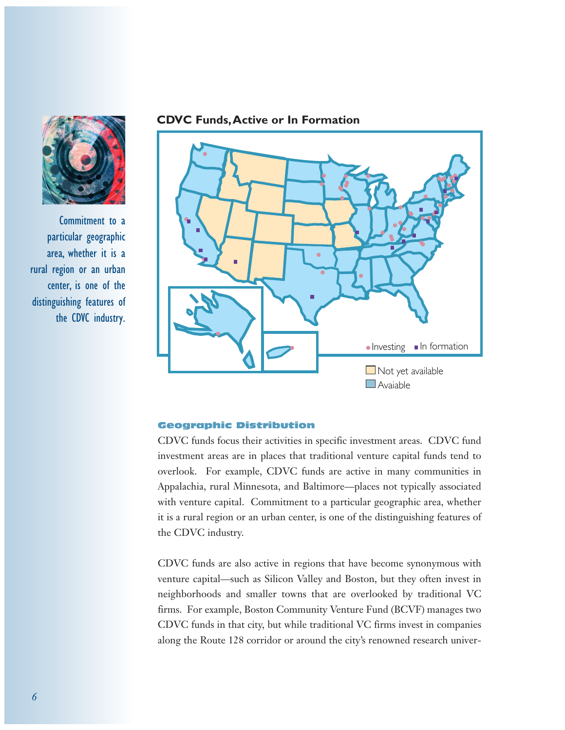Commitment to a particular geographic area, whether it is a rural region or an urban center, is one of the distinguishing features of the CDVC industry.

## CDVC Funds, Active or In Formation

● Investing ■ In formation

Not yet available

Avaiable

### Geographic Distribution

CDVC funds focus their activities in specific investment areas. CDVC fund investment areas are in places that traditional venture capital funds tend to overlook. For example, CDVC funds are active in many communities in Appalachia, rural Minnesota, and Baltimore—places not typically associated with venture capital. Commitment to a particular geographic area, whether it is a rural region or an urban center, is one of the distinguishing features of the CDVC industry.

CDVC funds are also active in regions that have become synonymous with venture capital—such as Silicon Valley and Boston, but they often invest in neighborhoods and smaller towns that are overlooked by traditional VC firms. For example, Boston Community Venture Fund (BCVF) manages two CDVC funds in that city, but while traditional VC firms invest in companies along the Route 128 corridor or around the city's renowned research univer-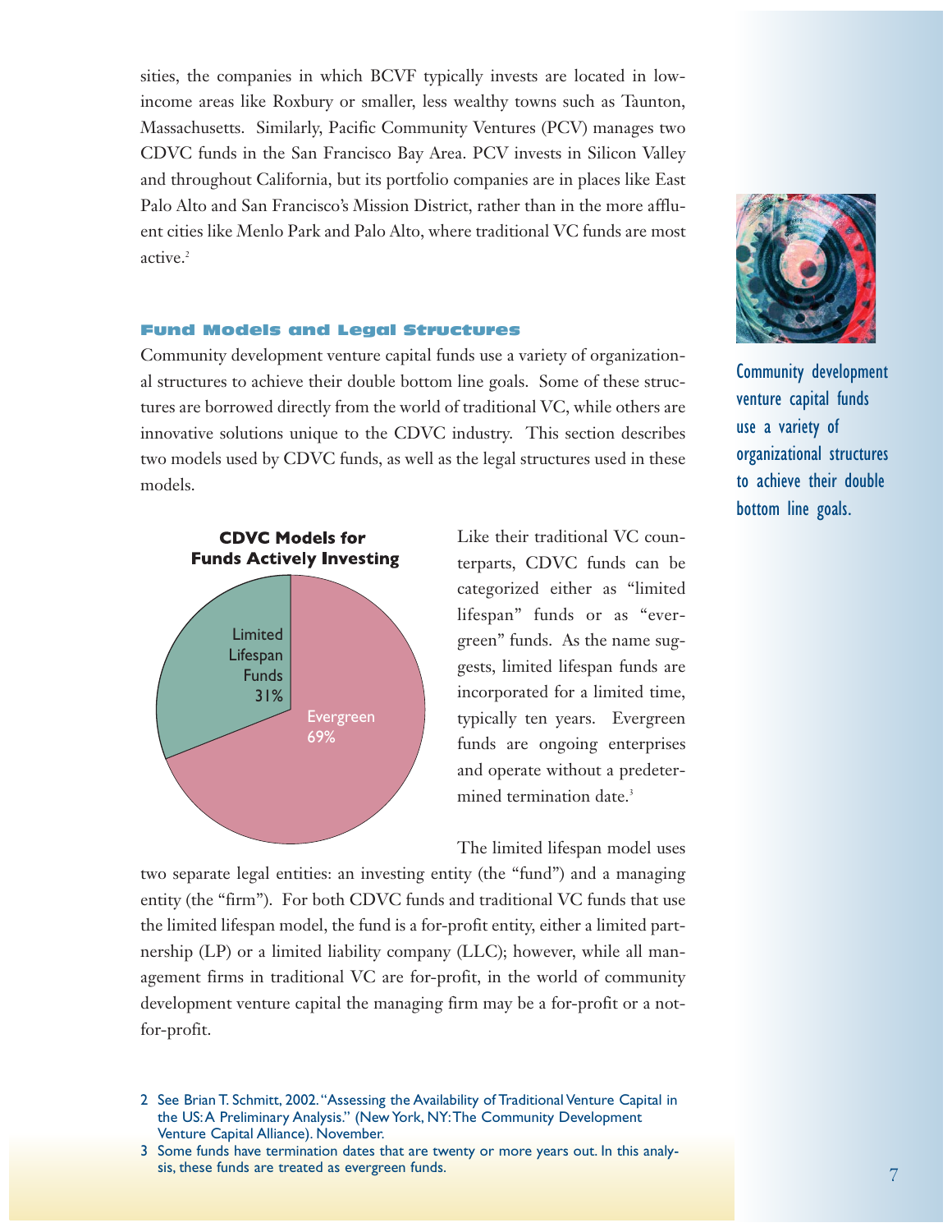sities, the companies in which BCVF typically invests are located in low-income areas like Roxbury or smaller, less wealthy towns such as Taunton, Massachusetts. Similarly, Pacific Community Ventures (PCV) manages two CDVC funds in the San Francisco Bay Area. PCV invests in Silicon Valley and throughout California, but its portfolio companies are in places like East Palo Alto and San Francisco's Mission District, rather than in the more affluent cities like Menlo Park and Palo Alto, where traditional VC funds are most active.[2]

## Fund Models and Legal Structures

Community development venture capital funds use a variety of organizational structures to achieve their double bottom line goals. Some of these structures are borrowed directly from the world of traditional VC, while others are innovative solutions unique to the CDVC industry. This section describes two models used by CDVC funds, as well as the legal structures used in these models.

Community development venture capital funds use a variety of organizational structures to achieve their double bottom line goals.

**CDVC Models for Funds Actively Investing**

| Model | Share |
| --- | --- |
| Limited Lifespan Funds | 31% |
| Evergreen | 69% |

Like their traditional VC counterparts, CDVC funds can be categorized either as "limited lifespan" funds or as "evergreen" funds. As the name suggests, limited lifespan funds are incorporated for a limited time, typically ten years. Evergreen funds are ongoing enterprises and operate without a predetermined termination date.[3]

The limited lifespan model uses two separate legal entities: an investing entity (the "fund") and a managing entity (the "firm"). For both CDVC funds and traditional VC funds that use the limited lifespan model, the fund is a for-profit entity, either a limited partnership (LP) or a limited liability company (LLC); however, while all management firms in traditional VC are for-profit, in the world of community development venture capital the managing firm may be a for-profit or a not-for-profit.

2 See Brian T. Schmitt, 2002. "Assessing the Availability of Traditional Venture Capital in the US: A Preliminary Analysis." (New York, NY: The Community Development Venture Capital Alliance). November.

3 Some funds have termination dates that are twenty or more years out. In this analysis, these funds are treated as evergreen funds.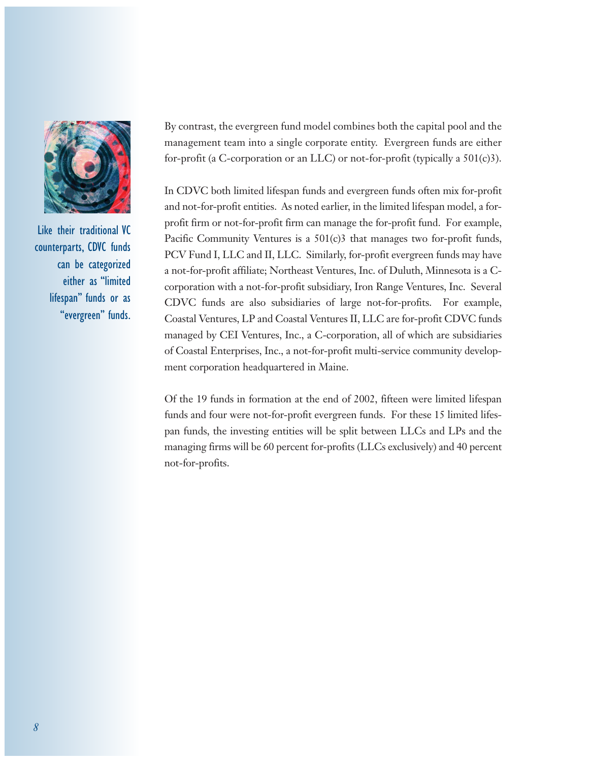Like their traditional VC counterparts, CDVC funds can be categorized either as "limited lifespan" funds or as "evergreen" funds.

By contrast, the evergreen fund model combines both the capital pool and the management team into a single corporate entity. Evergreen funds are either for-profit (a C-corporation or an LLC) or not-for-profit (typically a 501(c)3).

In CDVC both limited lifespan funds and evergreen funds often mix for-profit and not-for-profit entities. As noted earlier, in the limited lifespan model, a for-profit firm or not-for-profit firm can manage the for-profit fund. For example, Pacific Community Ventures is a 501(c)3 that manages two for-profit funds, PCV Fund I, LLC and II, LLC. Similarly, for-profit evergreen funds may have a not-for-profit affiliate; Northeast Ventures, Inc. of Duluth, Minnesota is a C-corporation with a not-for-profit subsidiary, Iron Range Ventures, Inc. Several CDVC funds are also subsidiaries of large not-for-profits. For example, Coastal Ventures, LP and Coastal Ventures II, LLC are for-profit CDVC funds managed by CEI Ventures, Inc., a C-corporation, all of which are subsidiaries of Coastal Enterprises, Inc., a not-for-profit multi-service community development corporation headquartered in Maine.

Of the 19 funds in formation at the end of 2002, fifteen were limited lifespan funds and four were not-for-profit evergreen funds. For these 15 limited lifespan funds, the investing entities will be split between LLCs and LPs and the managing firms will be 60 percent for-profits (LLCs exclusively) and 40 percent not-for-profits.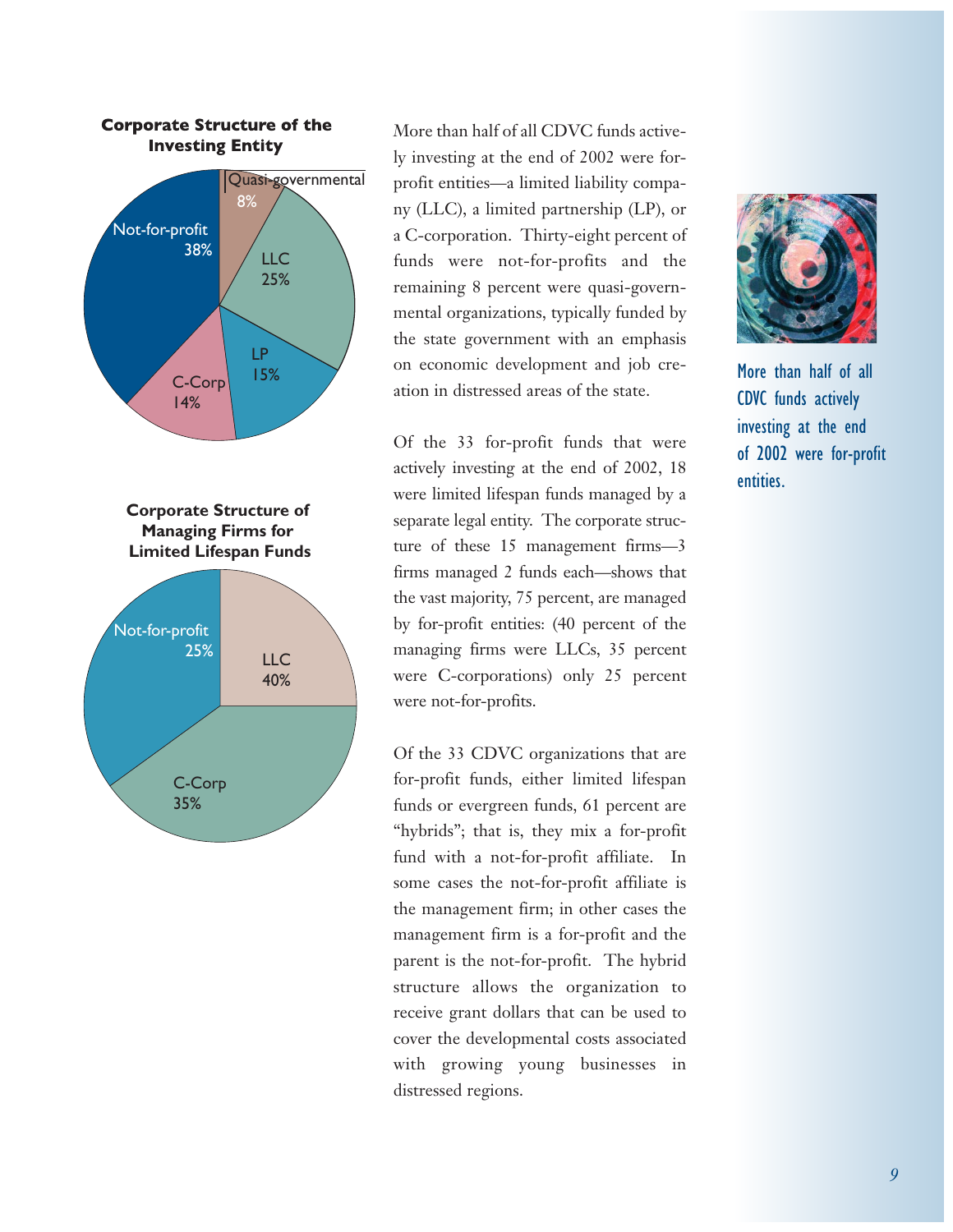**Corporate Structure of the Investing Entity**

| Structure | Percent |
|---|---|
| Not-for-profit | 38% |
| Quasi-governmental | 8% |
| LLC | 25% |
| LP | 15% |
| C-Corp | 14% |

**Corporate Structure of Managing Firms for Limited Lifespan Funds**

| Structure | Percent |
|---|---|
| Not-for-profit | 25% |
| LLC | 40% |
| C-Corp | 35% |

More than half of all CDVC funds actively investing at the end of 2002 were for-profit entities—a limited liability company (LLC), a limited partnership (LP), or a C-corporation. Thirty-eight percent of funds were not-for-profits and the remaining 8 percent were quasi-governmental organizations, typically funded by the state government with an emphasis on economic development and job creation in distressed areas of the state.

Of the 33 for-profit funds that were actively investing at the end of 2002, 18 were limited lifespan funds managed by a separate legal entity. The corporate structure of these 15 management firms—3 firms managed 2 funds each—shows that the vast majority, 75 percent, are managed by for-profit entities: (40 percent of the managing firms were LLCs, 35 percent were C-corporations) only 25 percent were not-for-profits.

Of the 33 CDVC organizations that are for-profit funds, either limited lifespan funds or evergreen funds, 61 percent are "hybrids"; that is, they mix a for-profit fund with a not-for-profit affiliate. In some cases the not-for-profit affiliate is the management firm; in other cases the management firm is a for-profit and the parent is the not-for-profit. The hybrid structure allows the organization to receive grant dollars that can be used to cover the developmental costs associated with growing young businesses in distressed regions.

More than half of all CDVC funds actively investing at the end of 2002 were for-profit entities.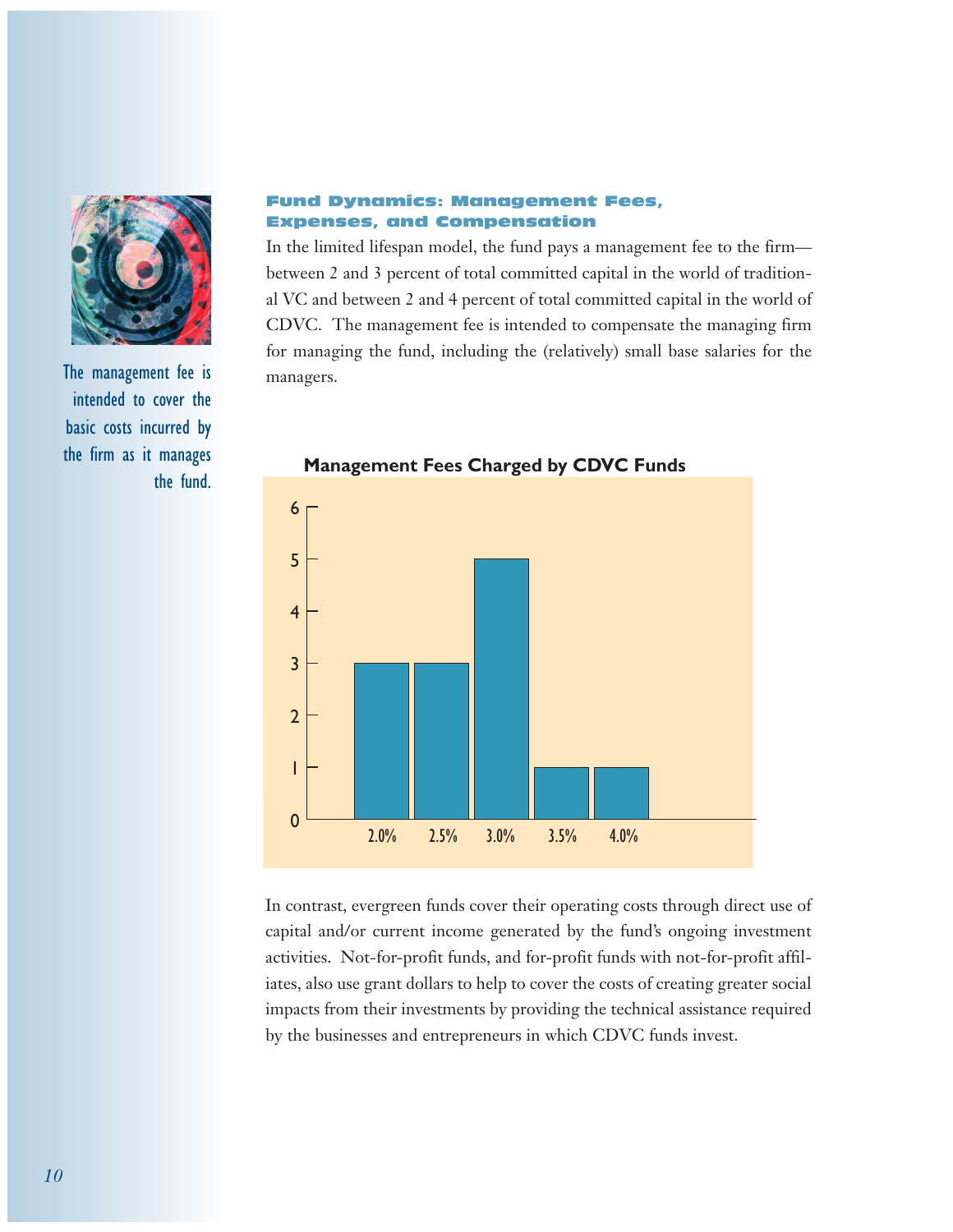## Fund Dynamics: Management Fees, Expenses, and Compensation

In the limited lifespan model, the fund pays a management fee to the firm—between 2 and 3 percent of total committed capital in the world of traditional VC and between 2 and 4 percent of total committed capital in the world of CDVC. The management fee is intended to compensate the managing firm for managing the fund, including the (relatively) small base salaries for the managers.

The management fee is intended to cover the basic costs incurred by the firm as it manages the fund.

**Management Fees Charged by CDVC Funds**

| Management Fee | Number of Funds |
|---|---|
| 2.0% | 3 |
| 2.5% | 3 |
| 3.0% | 5 |
| 3.5% | 1 |
| 4.0% | 1 |

In contrast, evergreen funds cover their operating costs through direct use of capital and/or current income generated by the fund's ongoing investment activities. Not-for-profit funds, and for-profit funds with not-for-profit affiliates, also use grant dollars to help to cover the costs of creating greater social impacts from their investments by providing the technical assistance required by the businesses and entrepreneurs in which CDVC funds invest.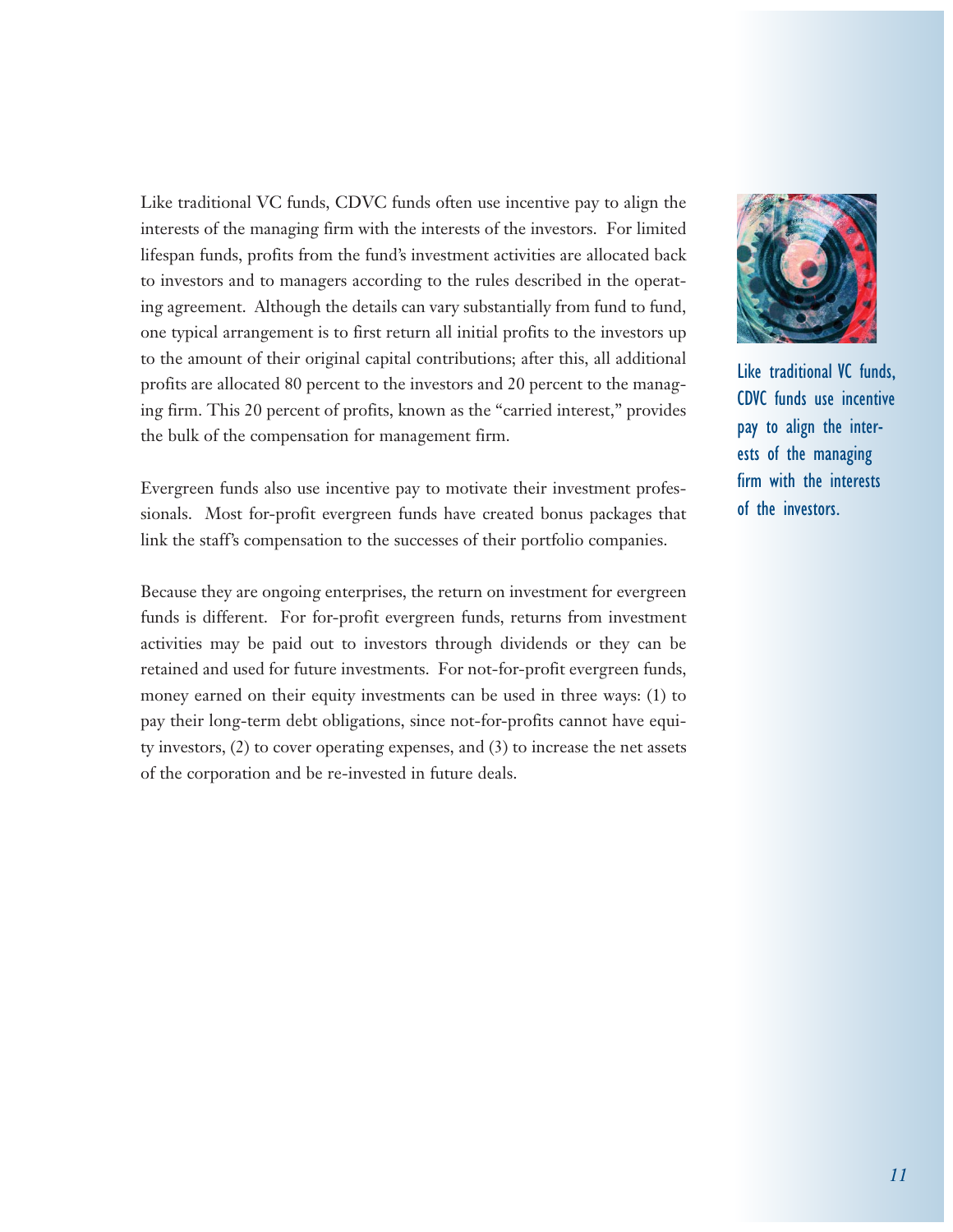Like traditional VC funds, CDVC funds often use incentive pay to align the interests of the managing firm with the interests of the investors. For limited lifespan funds, profits from the fund's investment activities are allocated back to investors and to managers according to the rules described in the operating agreement. Although the details can vary substantially from fund to fund, one typical arrangement is to first return all initial profits to the investors up to the amount of their original capital contributions; after this, all additional profits are allocated 80 percent to the investors and 20 percent to the managing firm. This 20 percent of profits, known as the "carried interest," provides the bulk of the compensation for management firm.

Evergreen funds also use incentive pay to motivate their investment professionals. Most for-profit evergreen funds have created bonus packages that link the staff's compensation to the successes of their portfolio companies.

Because they are ongoing enterprises, the return on investment for evergreen funds is different. For for-profit evergreen funds, returns from investment activities may be paid out to investors through dividends or they can be retained and used for future investments. For not-for-profit evergreen funds, money earned on their equity investments can be used in three ways: (1) to pay their long-term debt obligations, since not-for-profits cannot have equity investors, (2) to cover operating expenses, and (3) to increase the net assets of the corporation and be re-invested in future deals.

Like traditional VC funds, CDVC funds use incentive pay to align the interests of the managing firm with the interests of the investors.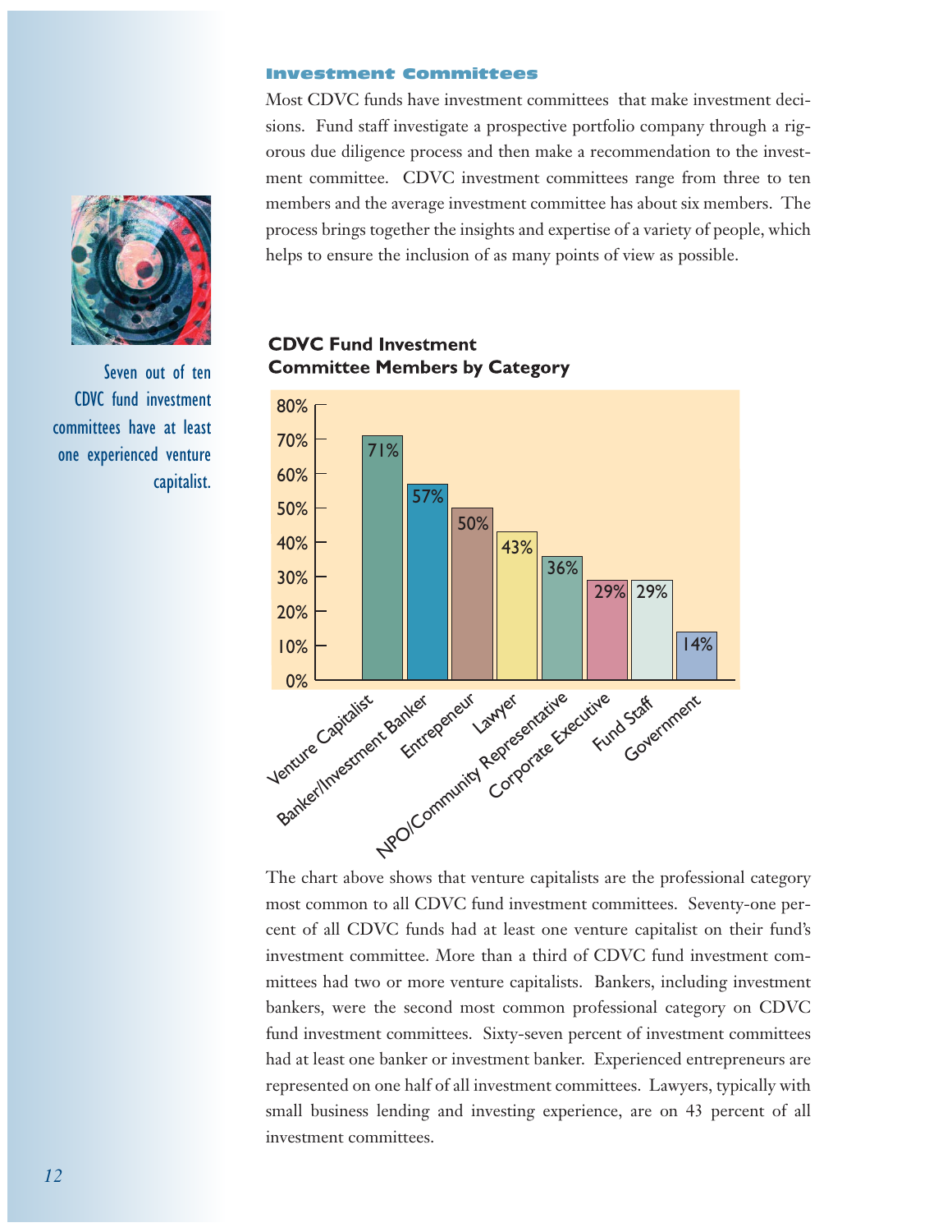### Investment Committees

Most CDVC funds have investment committees that make investment decisions. Fund staff investigate a prospective portfolio company through a rigorous due diligence process and then make a recommendation to the investment committee. CDVC investment committees range from three to ten members and the average investment committee has about six members. The process brings together the insights and expertise of a variety of people, which helps to ensure the inclusion of as many points of view as possible.

Seven out of ten CDVC fund investment committees have at least one experienced venture capitalist.

**CDVC Fund Investment Committee Members by Category**

| Category | Percent |
|---|---|
| Venture Capitalist | 71% |
| Banker/Investment Banker | 57% |
| Entrepeneur | 50% |
| Lawyer | 43% |
| NPO/Community Representative | 36% |
| Corporate Executive | 29% |
| Fund Staff | 29% |
| Government | 14% |

The chart above shows that venture capitalists are the professional category most common to all CDVC fund investment committees. Seventy-one percent of all CDVC funds had at least one venture capitalist on their fund's investment committee. More than a third of CDVC fund investment committees had two or more venture capitalists. Bankers, including investment bankers, were the second most common professional category on CDVC fund investment committees. Sixty-seven percent of investment committees had at least one banker or investment banker. Experienced entrepreneurs are represented on one half of all investment committees. Lawyers, typically with small business lending and investing experience, are on 43 percent of all investment committees.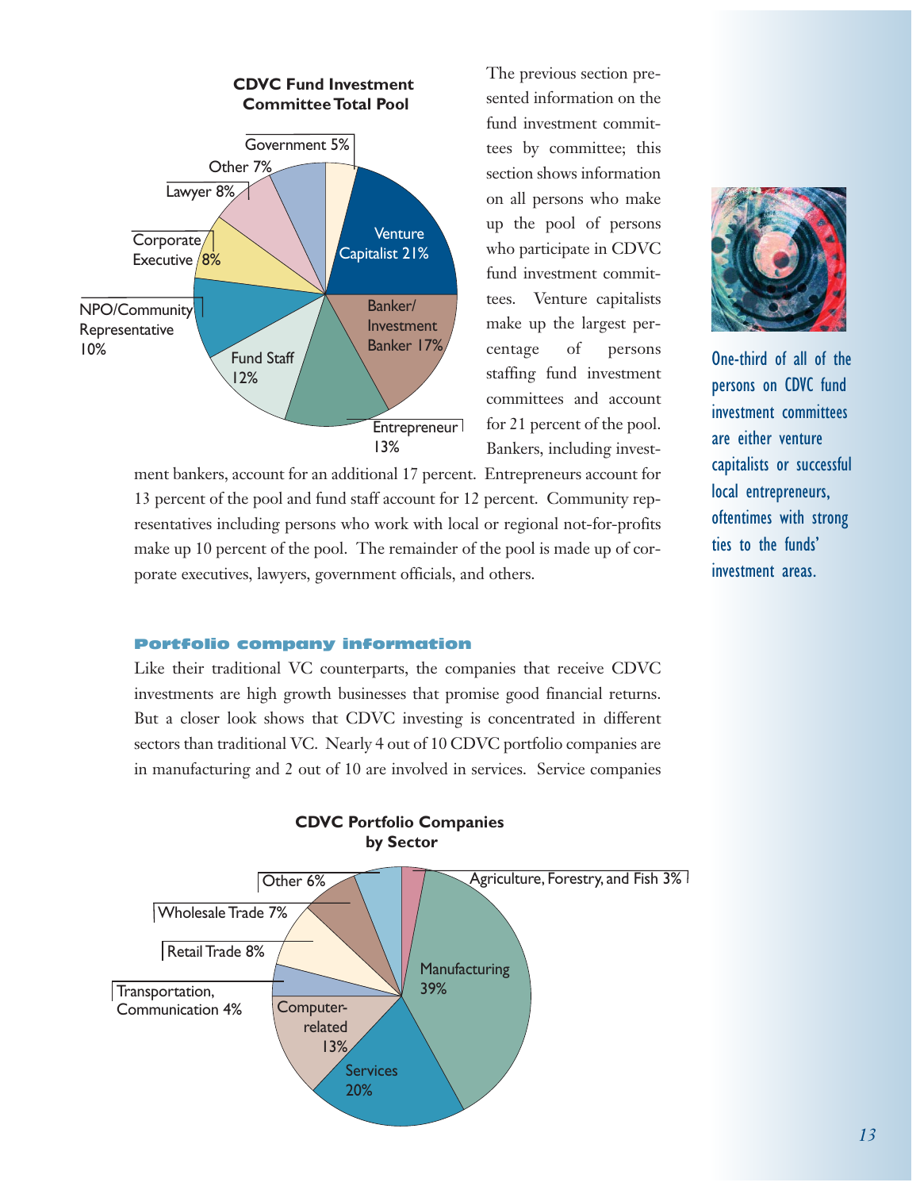**CDVC Fund Investment Committee Total Pool**

- Venture Capitalist 21%
- Banker/Investment Banker 17%
- Entrepreneur 13%
- Fund Staff 12%
- NPO/Community Representative 10%
- Corporate Executive 8%
- Lawyer 8%
- Other 7%
- Government 5%

The previous section presented information on the fund investment committees by committee; this section shows information on all persons who make up the pool of persons who participate in CDVC fund investment committees. Venture capitalists make up the largest percentage of persons staffing fund investment committees and account for 21 percent of the pool. Bankers, including investment bankers, account for an additional 17 percent. Entrepreneurs account for 13 percent of the pool and fund staff account for 12 percent. Community representatives including persons who work with local or regional not-for-profits make up 10 percent of the pool. The remainder of the pool is made up of corporate executives, lawyers, government officials, and others.

One-third of all of the persons on CDVC fund investment committees are either venture capitalists or successful local entrepreneurs, oftentimes with strong ties to the funds' investment areas.

### Portfolio company information

Like their traditional VC counterparts, the companies that receive CDVC investments are high growth businesses that promise good financial returns. But a closer look shows that CDVC investing is concentrated in different sectors than traditional VC. Nearly 4 out of 10 CDVC portfolio companies are in manufacturing and 2 out of 10 are involved in services. Service companies

**CDVC Portfolio Companies by Sector**

- Manufacturing 39%
- Services 20%
- Computer-related 13%
- Retail Trade 8%
- Wholesale Trade 7%
- Other 6%
- Transportation, Communication 4%
- Agriculture, Forestry, and Fish 3%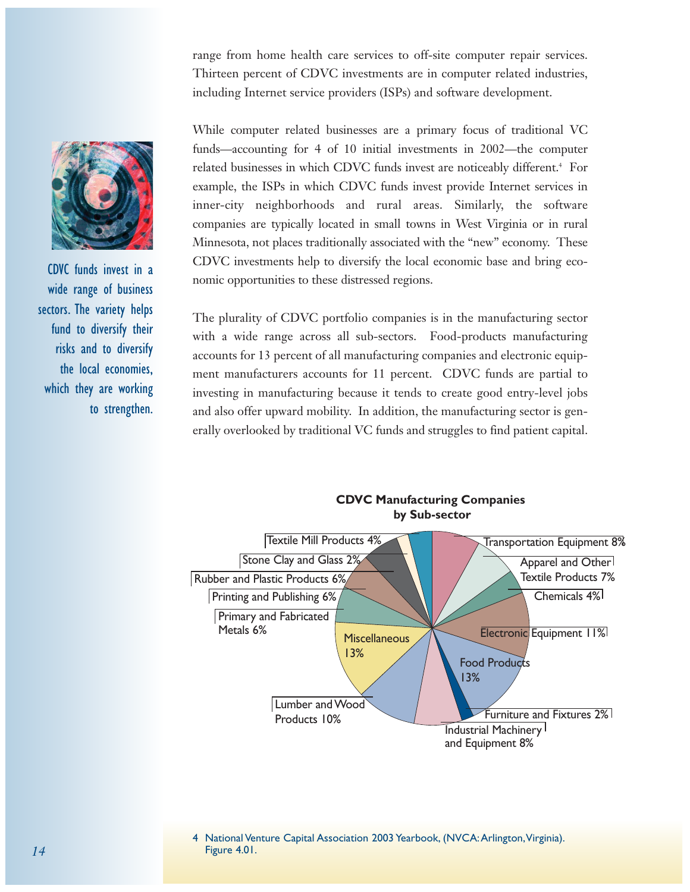range from home health care services to off-site computer repair services. Thirteen percent of CDVC investments are in computer related industries, including Internet service providers (ISPs) and software development.

While computer related businesses are a primary focus of traditional VC funds—accounting for 4 of 10 initial investments in 2002—the computer related businesses in which CDVC funds invest are noticeably different.[4] For example, the ISPs in which CDVC funds invest provide Internet services in inner-city neighborhoods and rural areas. Similarly, the software companies are typically located in small towns in West Virginia or in rural Minnesota, not places traditionally associated with the "new" economy. These CDVC investments help to diversify the local economic base and bring economic opportunities to these distressed regions.

CDVC funds invest in a wide range of business sectors. The variety helps fund to diversify their risks and to diversify the local economies, which they are working to strengthen.

The plurality of CDVC portfolio companies is in the manufacturing sector with a wide range across all sub-sectors. Food-products manufacturing accounts for 13 percent of all manufacturing companies and electronic equipment manufacturers accounts for 11 percent. CDVC funds are partial to investing in manufacturing because it tends to create good entry-level jobs and also offer upward mobility. In addition, the manufacturing sector is generally overlooked by traditional VC funds and struggles to find patient capital.

**CDVC Manufacturing Companies by Sub-sector**

| Sub-sector | Share |
|---|---|
| Transportation Equipment | 8% |
| Apparel and Other Textile Products | 7% |
| Chemicals | 4% |
| Electronic Equipment | 11% |
| Food Products | 13% |
| Furniture and Fixtures | 2% |
| Industrial Machinery and Equipment | 8% |
| Lumber and Wood Products | 10% |
| Miscellaneous | 13% |
| Primary and Fabricated Metals | 6% |
| Printing and Publishing | 6% |
| Rubber and Plastic Products | 6% |
| Stone Clay and Glass | 2% |
| Textile Mill Products | 4% |

4 National Venture Capital Association 2003 Yearbook, (NVCA: Arlington, Virginia). Figure 4.01.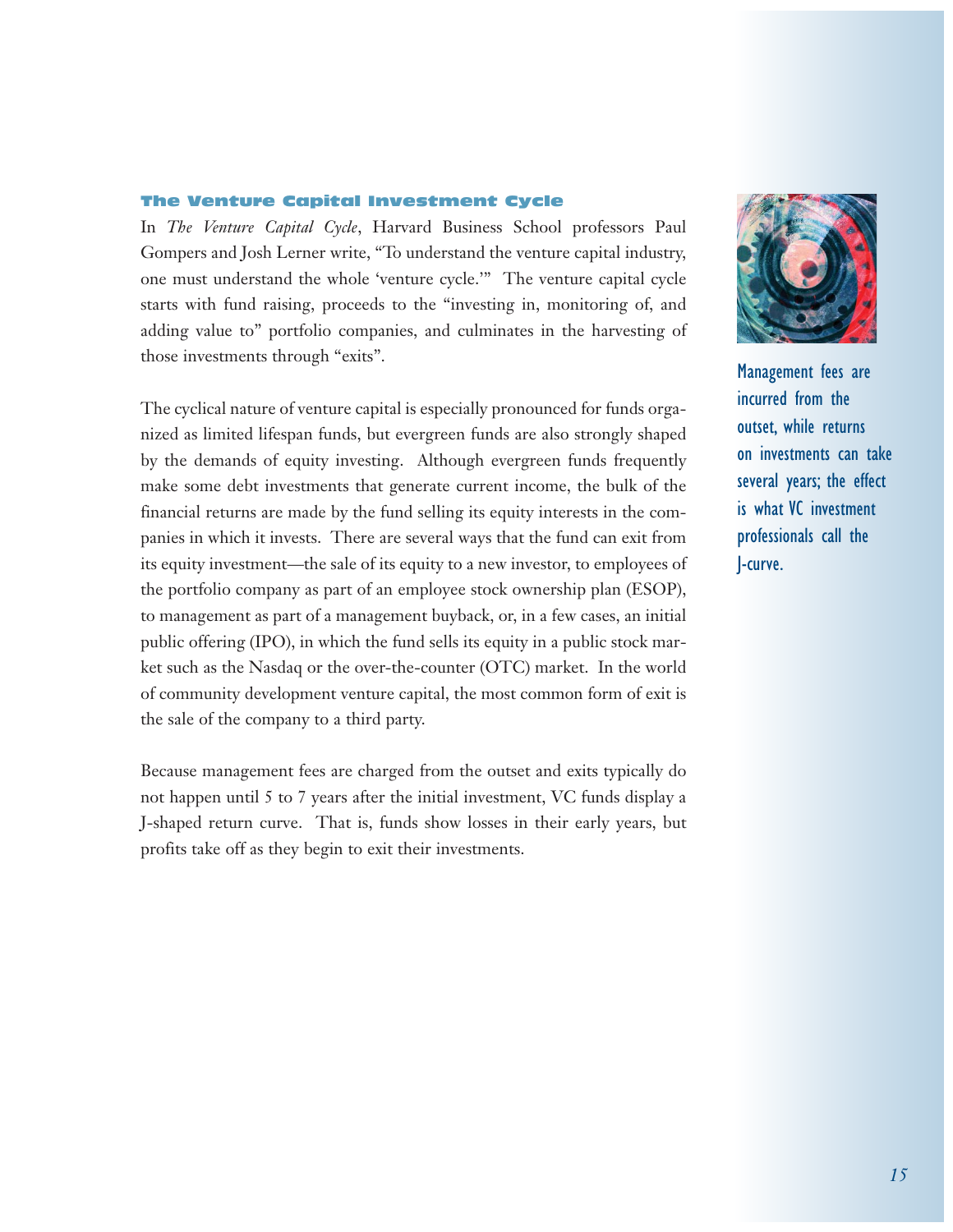### The Venture Capital Investment Cycle

In *The Venture Capital Cycle*, Harvard Business School professors Paul Gompers and Josh Lerner write, "To understand the venture capital industry, one must understand the whole 'venture cycle.'" The venture capital cycle starts with fund raising, proceeds to the "investing in, monitoring of, and adding value to" portfolio companies, and culminates in the harvesting of those investments through "exits".

The cyclical nature of venture capital is especially pronounced for funds organized as limited lifespan funds, but evergreen funds are also strongly shaped by the demands of equity investing. Although evergreen funds frequently make some debt investments that generate current income, the bulk of the financial returns are made by the fund selling its equity interests in the companies in which it invests. There are several ways that the fund can exit from its equity investment—the sale of its equity to a new investor, to employees of the portfolio company as part of an employee stock ownership plan (ESOP), to management as part of a management buyback, or, in a few cases, an initial public offering (IPO), in which the fund sells its equity in a public stock market such as the Nasdaq or the over-the-counter (OTC) market. In the world of community development venture capital, the most common form of exit is the sale of the company to a third party.

Because management fees are charged from the outset and exits typically do not happen until 5 to 7 years after the initial investment, VC funds display a J-shaped return curve. That is, funds show losses in their early years, but profits take off as they begin to exit their investments.

Management fees are incurred from the outset, while returns on investments can take several years; the effect is what VC investment professionals call the J-curve.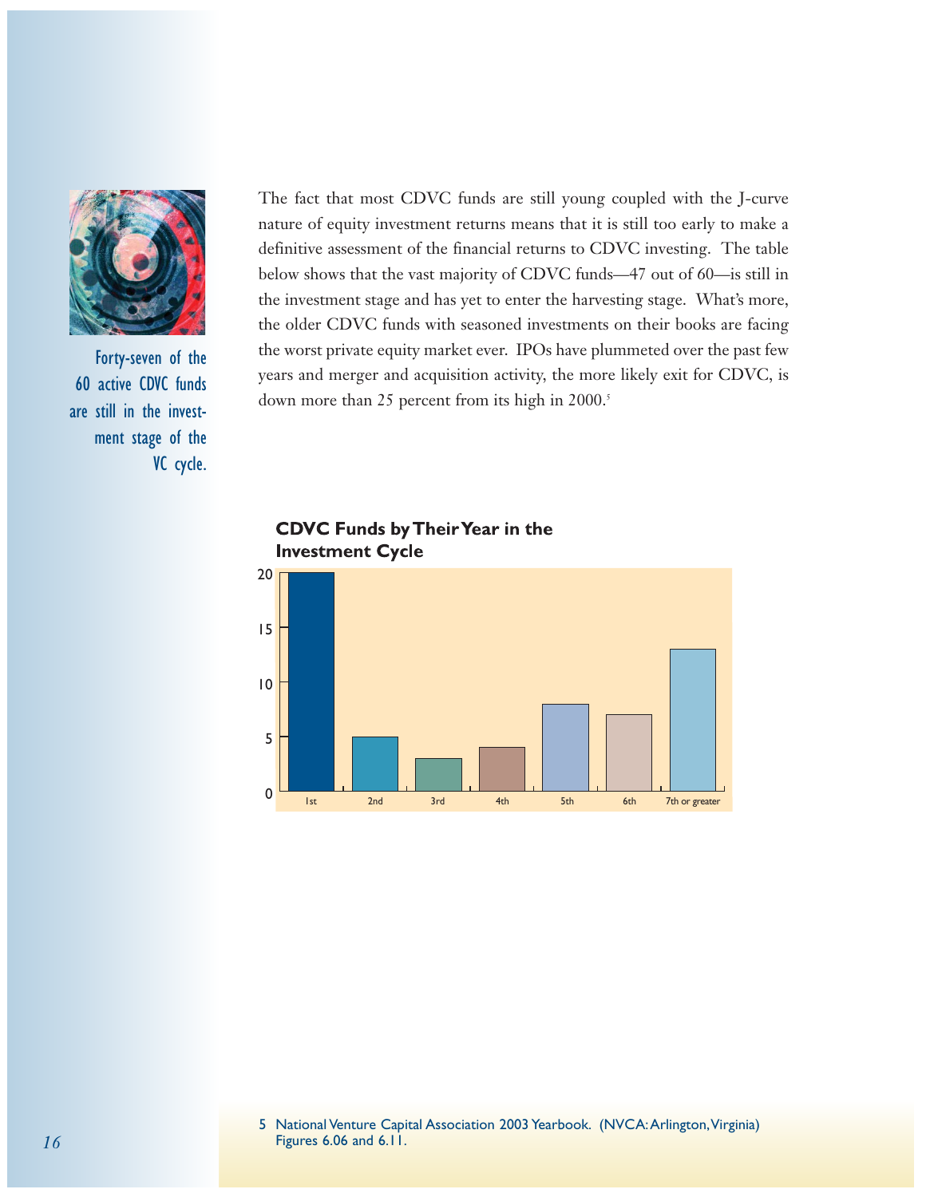Forty-seven of the 60 active CDVC funds are still in the investment stage of the VC cycle.

The fact that most CDVC funds are still young coupled with the J-curve nature of equity investment returns means that it is still too early to make a definitive assessment of the financial returns to CDVC investing. The table below shows that the vast majority of CDVC funds—47 out of 60—is still in the investment stage and has yet to enter the harvesting stage. What's more, the older CDVC funds with seasoned investments on their books are facing the worst private equity market ever. IPOs have plummeted over the past few years and merger and acquisition activity, the more likely exit for CDVC, is down more than 25 percent from its high in 2000.[5]

**CDVC Funds by Their Year in the Investment Cycle**

| Year in Investment Cycle | Number of Funds |
|---|---|
| 1st | 20 |
| 2nd | 5 |
| 3rd | 3 |
| 4th | 4 |
| 5th | 8 |
| 6th | 7 |
| 7th or greater | 13 |

5 National Venture Capital Association 2003 Yearbook. (NVCA: Arlington, Virginia) Figures 6.06 and 6.11.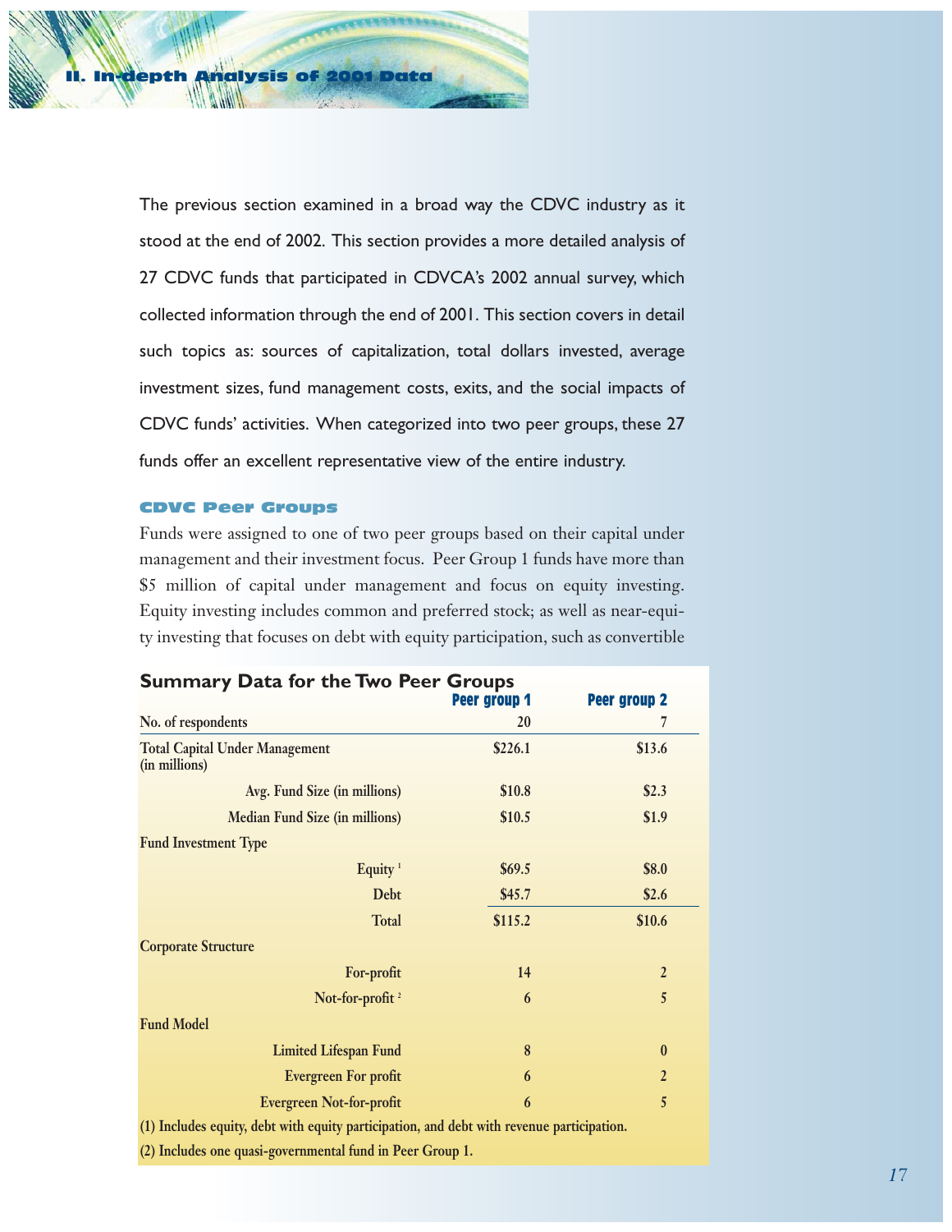## II. In-depth Analysis of 2001 Data

The previous section examined in a broad way the CDVC industry as it stood at the end of 2002. This section provides a more detailed analysis of 27 CDVC funds that participated in CDVCA's 2002 annual survey, which collected information through the end of 2001. This section covers in detail such topics as: sources of capitalization, total dollars invested, average investment sizes, fund management costs, exits, and the social impacts of CDVC funds' activities. When categorized into two peer groups, these 27 funds offer an excellent representative view of the entire industry.

### CDVC Peer Groups

Funds were assigned to one of two peer groups based on their capital under management and their investment focus. Peer Group 1 funds have more than $5 million of capital under management and focus on equity investing. Equity investing includes common and preferred stock; as well as near-equity investing that focuses on debt with equity participation, such as convertible

**Summary Data for the Two Peer Groups**

| | Peer group 1 | Peer group 2 |
|---|---|---|
| No. of respondents | 20 | 7 |
| Total Capital Under Management (in millions) | $226.1 | $13.6 |
| Avg. Fund Size (in millions) | $10.8 | $2.3 |
| Median Fund Size (in millions) | $10.5 | $1.9 |
| Fund Investment Type | | |
| Equity [1] | $69.5 | $8.0 |
| Debt | $45.7 | $2.6 |
| Total | $115.2 | $10.6 |
| Corporate Structure | | |
| For-profit | 14 | 2 |
| Not-for-profit [2] | 6 | 5 |
| Fund Model | | |
| Limited Lifespan Fund | 8 | 0 |
| Evergreen For profit | 6 | 2 |
| Evergreen Not-for-profit | 6 | 5 |

(1) Includes equity, debt with equity participation, and debt with revenue participation.

(2) Includes one quasi-governmental fund in Peer Group 1.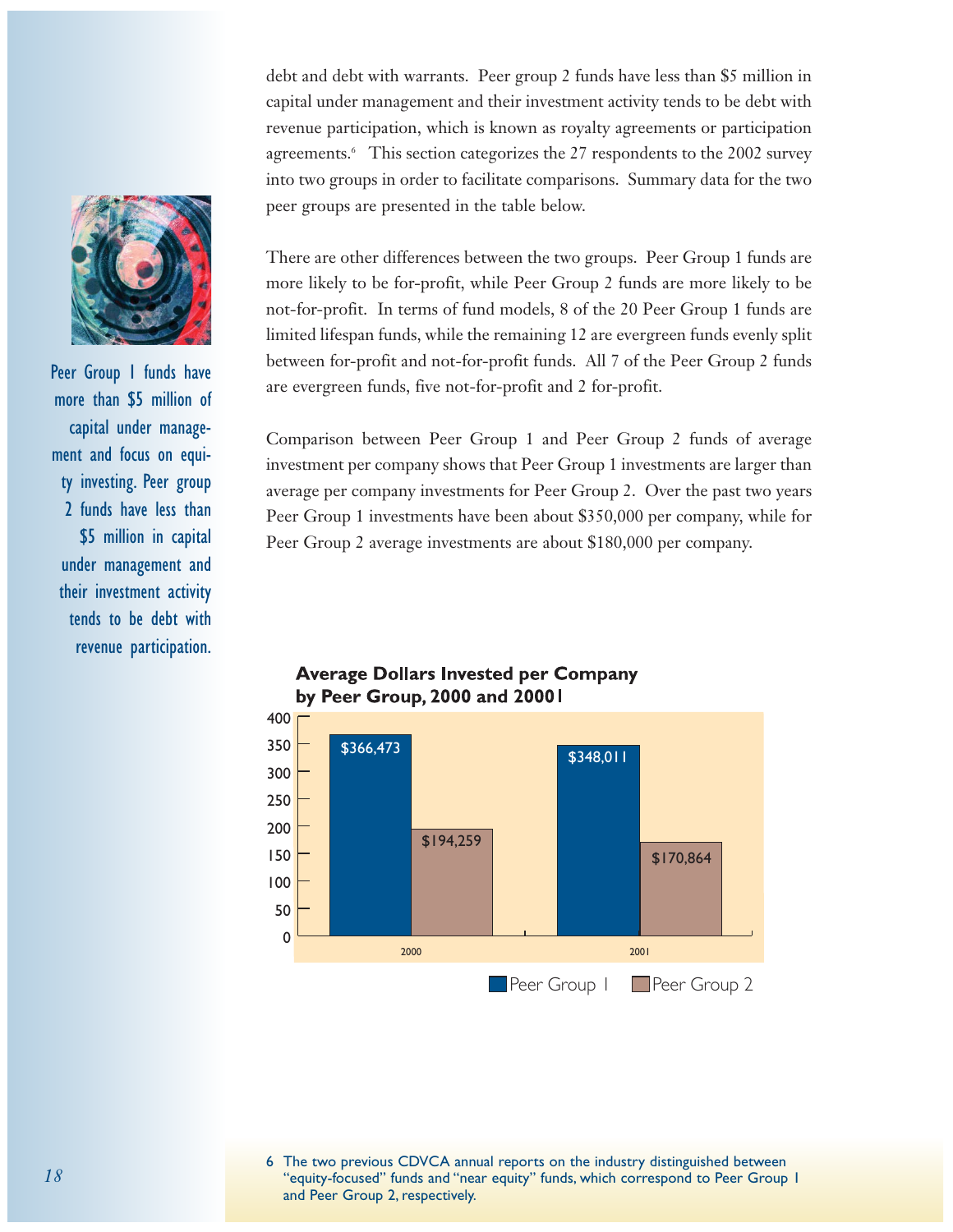debt and debt with warrants. Peer group 2 funds have less than $5 million in capital under management and their investment activity tends to be debt with revenue participation, which is known as royalty agreements or participation agreements.[6] This section categorizes the 27 respondents to the 2002 survey into two groups in order to facilitate comparisons. Summary data for the two peer groups are presented in the table below.

There are other differences between the two groups. Peer Group 1 funds are more likely to be for-profit, while Peer Group 2 funds are more likely to be not-for-profit. In terms of fund models, 8 of the 20 Peer Group 1 funds are limited lifespan funds, while the remaining 12 are evergreen funds evenly split between for-profit and not-for-profit funds. All 7 of the Peer Group 2 funds are evergreen funds, five not-for-profit and 2 for-profit.

Comparison between Peer Group 1 and Peer Group 2 funds of average investment per company shows that Peer Group 1 investments are larger than average per company investments for Peer Group 2. Over the past two years Peer Group 1 investments have been about $350,000 per company, while for Peer Group 2 average investments are about $180,000 per company.

Peer Group 1 funds have more than $5 million of capital under management and focus on equity investing. Peer group 2 funds have less than $5 million in capital under management and their investment activity tends to be debt with revenue participation.

**Average Dollars Invested per Company by Peer Group, 2000 and 2001**

| Year | Peer Group 1 | Peer Group 2 |
|---|---|---|
| 2000 | $366,473 | $194,259 |
| 2001 | $348,011 | $170,864 |

6 The two previous CDVCA annual reports on the industry distinguished between "equity-focused" funds and "near equity" funds, which correspond to Peer Group 1 and Peer Group 2, respectively.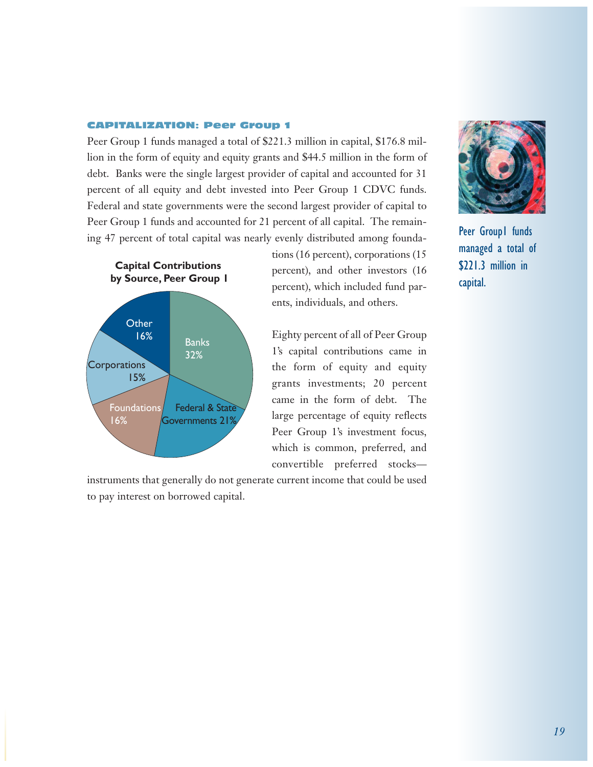## CAPITALIZATION: Peer Group 1

Peer Group 1 funds managed a total of $221.3 million in capital, $176.8 million in the form of equity and equity grants and $44.5 million in the form of debt. Banks were the single largest provider of capital and accounted for 31 percent of all equity and debt invested into Peer Group 1 CDVC funds. Federal and state governments were the second largest provider of capital to Peer Group 1 funds and accounted for 21 percent of all capital. The remaining 47 percent of total capital was nearly evenly distributed among foundations (16 percent), corporations (15 percent), and other investors (16 percent), which included fund parents, individuals, and others.

**Capital Contributions by Source, Peer Group 1**

| Source | Percent |
|---|---|
| Banks | 32% |
| Federal & State Governments | 21% |
| Foundations | 16% |
| Corporations | 15% |
| Other | 16% |

Eighty percent of all of Peer Group 1's capital contributions came in the form of equity and equity grants investments; 20 percent came in the form of debt. The large percentage of equity reflects Peer Group 1's investment focus, which is common, preferred, and convertible preferred stocks—instruments that generally do not generate current income that could be used to pay interest on borrowed capital.

Peer Group1 funds managed a total of $221.3 million in capital.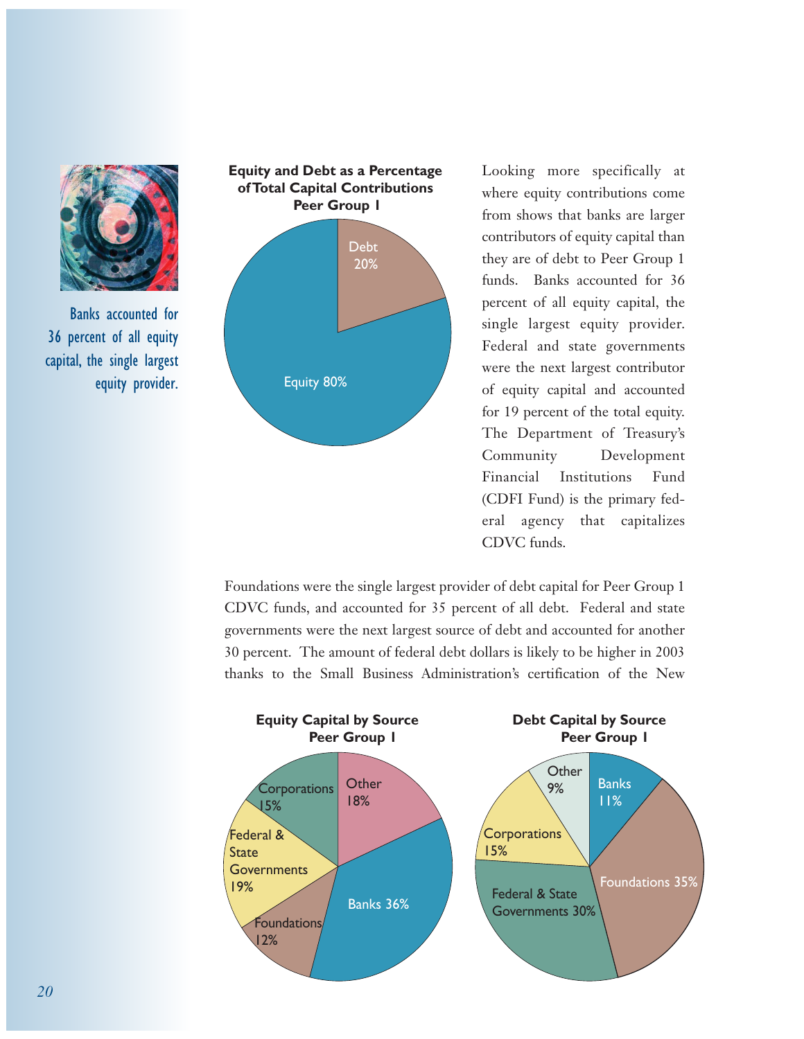Banks accounted for 36 percent of all equity capital, the single largest equity provider.

**Equity and Debt as a Percentage of Total Capital Contributions Peer Group 1**

Debt 20%

Equity 80%

Looking more specifically at where equity contributions come from shows that banks are larger contributors of equity capital than they are of debt to Peer Group 1 funds. Banks accounted for 36 percent of all equity capital, the single largest equity provider. Federal and state governments were the next largest contributor of equity capital and accounted for 19 percent of the total equity. The Department of Treasury's Community Development Financial Institutions Fund (CDFI Fund) is the primary federal agency that capitalizes CDVC funds.

Foundations were the single largest provider of debt capital for Peer Group 1 CDVC funds, and accounted for 35 percent of all debt. Federal and state governments were the next largest source of debt and accounted for another 30 percent. The amount of federal debt dollars is likely to be higher in 2003 thanks to the Small Business Administration's certification of the New

**Equity Capital by Source Peer Group 1**

Other 18%

Banks 36%

Foundations 12%

Federal & State Governments 19%

Corporations 15%

**Debt Capital by Source Peer Group 1**

Banks 11%

Foundations 35%

Federal & State Governments 30%

Corporations 15%

Other 9%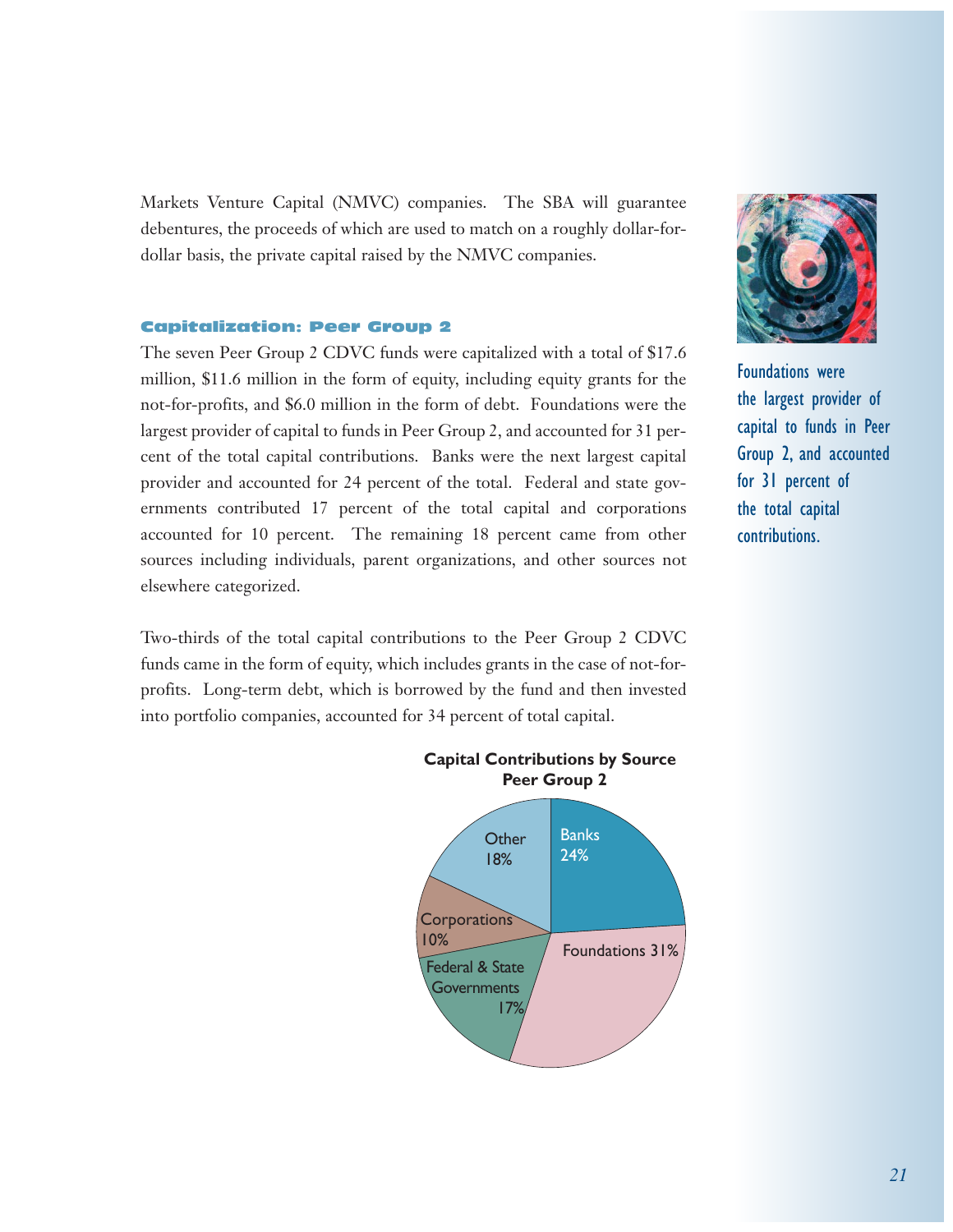Markets Venture Capital (NMVC) companies. The SBA will guarantee debentures, the proceeds of which are used to match on a roughly dollar-for-dollar basis, the private capital raised by the NMVC companies.

### Capitalization: Peer Group 2

The seven Peer Group 2 CDVC funds were capitalized with a total of $17.6 million, $11.6 million in the form of equity, including equity grants for the not-for-profits, and $6.0 million in the form of debt. Foundations were the largest provider of capital to funds in Peer Group 2, and accounted for 31 percent of the total capital contributions. Banks were the next largest capital provider and accounted for 24 percent of the total. Federal and state governments contributed 17 percent of the total capital and corporations accounted for 10 percent. The remaining 18 percent came from other sources including individuals, parent organizations, and other sources not elsewhere categorized.

Foundations were the largest provider of capital to funds in Peer Group 2, and accounted for 31 percent of the total capital contributions.

Two-thirds of the total capital contributions to the Peer Group 2 CDVC funds came in the form of equity, which includes grants in the case of not-for-profits. Long-term debt, which is borrowed by the fund and then invested into portfolio companies, accounted for 34 percent of total capital.

**Capital Contributions by Source Peer Group 2**

| Source | Percent |
|---|---|
| Banks | 24% |
| Foundations | 31% |
| Federal & State Governments | 17% |
| Corporations | 10% |
| Other | 18% |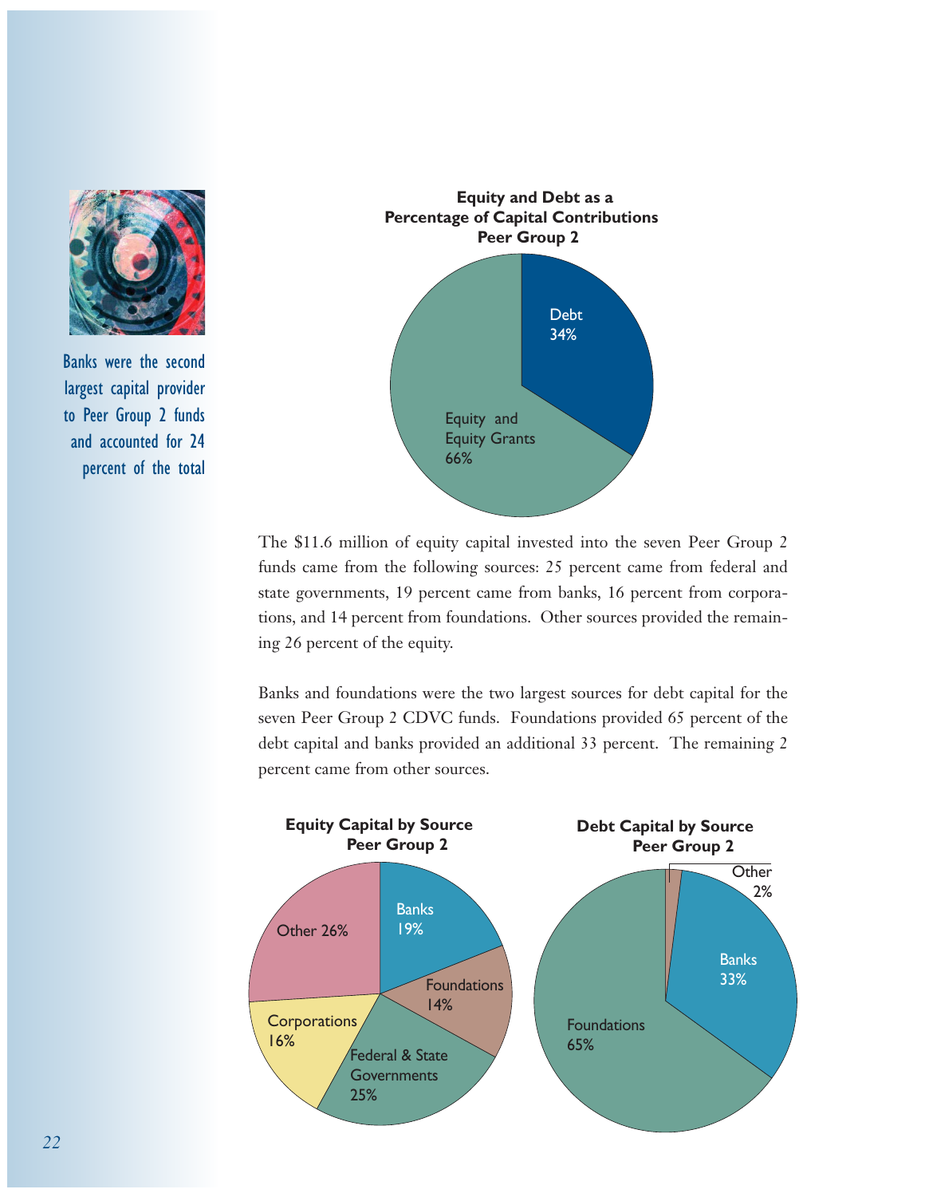Banks were the second largest capital provider to Peer Group 2 funds and accounted for 24 percent of the total

**Equity and Debt as a Percentage of Capital Contributions Peer Group 2**

Debt 34%

Equity and Equity Grants 66%

The $11.6 million of equity capital invested into the seven Peer Group 2 funds came from the following sources: 25 percent came from federal and state governments, 19 percent came from banks, 16 percent from corporations, and 14 percent from foundations. Other sources provided the remaining 26 percent of the equity.

Banks and foundations were the two largest sources for debt capital for the seven Peer Group 2 CDVC funds. Foundations provided 65 percent of the debt capital and banks provided an additional 33 percent. The remaining 2 percent came from other sources.

**Equity Capital by Source Peer Group 2**

Banks 19%

Foundations 14%

Federal & State Governments 25%

Corporations 16%

Other 26%

**Debt Capital by Source Peer Group 2**

Other 2%

Banks 33%

Foundations 65%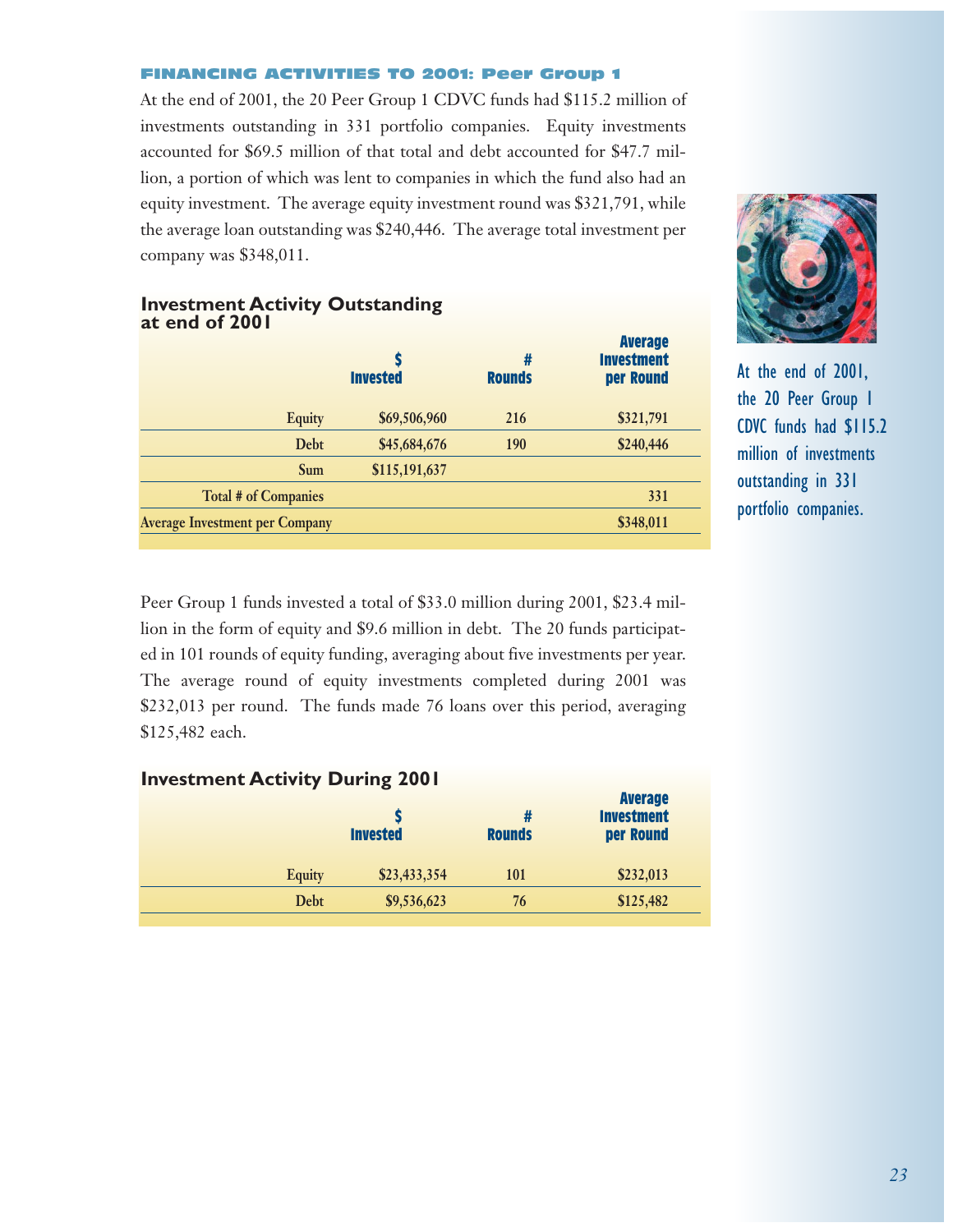## FINANCING ACTIVITIES TO 2001: Peer Group 1

At the end of 2001, the 20 Peer Group 1 CDVC funds had $115.2 million of investments outstanding in 331 portfolio companies. Equity investments accounted for $69.5 million of that total and debt accounted for $47.7 million, a portion of which was lent to companies in which the fund also had an equity investment. The average equity investment round was $321,791, while the average loan outstanding was $240,446. The average total investment per company was $348,011.

### Investment Activity Outstanding at end of 2001

| | $ Invested | # Rounds | Average Investment per Round |
|---|---|---|---|
| Equity | $69,506,960 | 216 | $321,791 |
| Debt | $45,684,676 | 190 | $240,446 |
| Sum | $115,191,637 | | |
| Total # of Companies | | | 331 |
| Average Investment per Company | | | $348,011 |

At the end of 2001, the 20 Peer Group 1 CDVC funds had $115.2 million of investments outstanding in 331 portfolio companies.

Peer Group 1 funds invested a total of $33.0 million during 2001, $23.4 million in the form of equity and $9.6 million in debt. The 20 funds participated in 101 rounds of equity funding, averaging about five investments per year. The average round of equity investments completed during 2001 was $232,013 per round. The funds made 76 loans over this period, averaging $125,482 each.

### Investment Activity During 2001

| | $ Invested | # Rounds | Average Investment per Round |
|---|---|---|---|
| Equity | $23,433,354 | 101 | $232,013 |
| Debt | $9,536,623 | 76 | $125,482 |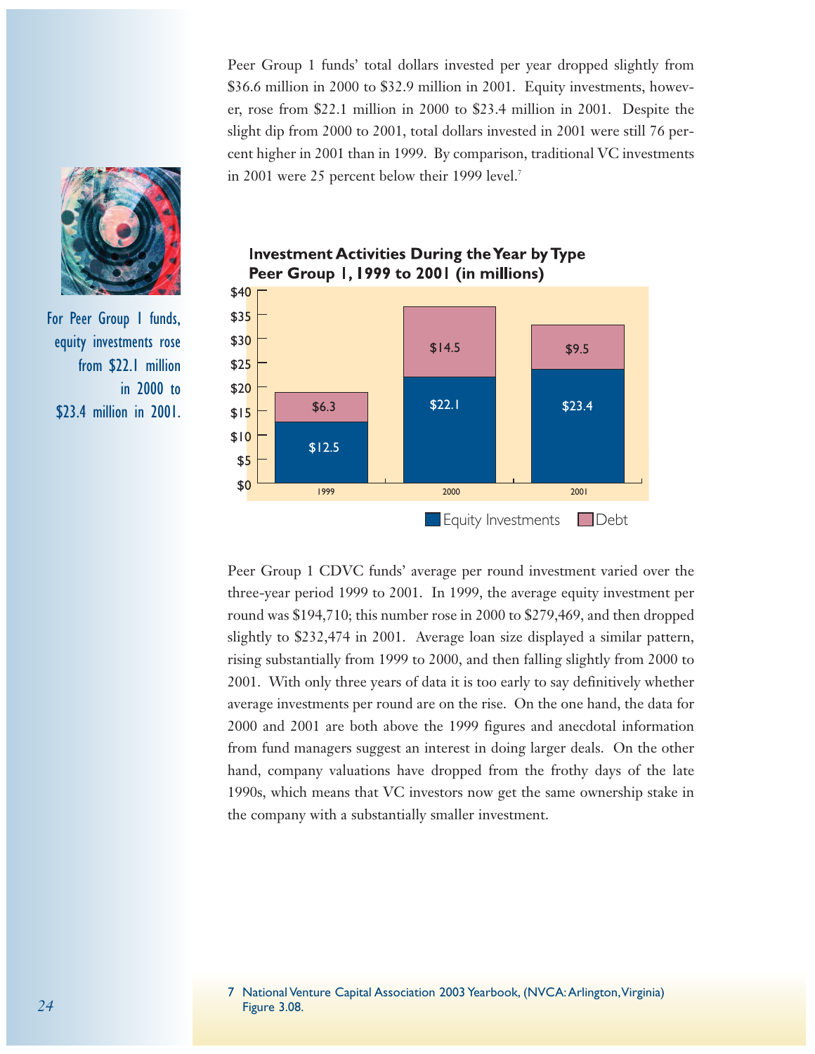Peer Group 1 funds' total dollars invested per year dropped slightly from $36.6 million in 2000 to $32.9 million in 2001. Equity investments, however, rose from $22.1 million in 2000 to $23.4 million in 2001. Despite the slight dip from 2000 to 2001, total dollars invested in 2001 were still 76 percent higher in 2001 than in 1999. By comparison, traditional VC investments in 2001 were 25 percent below their 1999 level.[7]

For Peer Group 1 funds, equity investments rose from $22.1 million in 2000 to $23.4 million in 2001.

**Investment Activities During the Year by Type**
**Peer Group 1, 1999 to 2001 (in millions)**

| Year | Equity Investments | Debt |
|---|---|---|
| 1999 | $12.5 | $6.3 |
| 2000 | $22.1 | $14.5 |
| 2001 | $23.4 | $9.5 |

Peer Group 1 CDVC funds' average per round investment varied over the three-year period 1999 to 2001. In 1999, the average equity investment per round was $194,710; this number rose in 2000 to $279,469, and then dropped slightly to $232,474 in 2001. Average loan size displayed a similar pattern, rising substantially from 1999 to 2000, and then falling slightly from 2000 to 2001. With only three years of data it is too early to say definitively whether average investments per round are on the rise. On the one hand, the data for 2000 and 2001 are both above the 1999 figures and anecdotal information from fund managers suggest an interest in doing larger deals. On the other hand, company valuations have dropped from the frothy days of the late 1990s, which means that VC investors now get the same ownership stake in the company with a substantially smaller investment.

7 National Venture Capital Association 2003 Yearbook, (NVCA: Arlington, Virginia) Figure 3.08.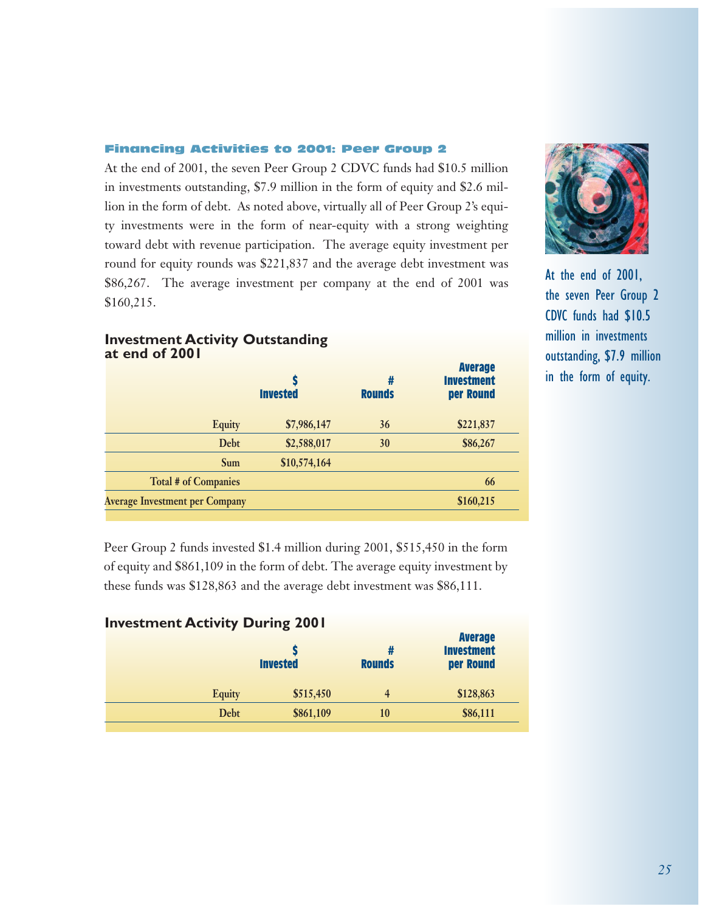## Financing Activities to 2001: Peer Group 2

At the end of 2001, the seven Peer Group 2 CDVC funds had $10.5 million in investments outstanding, $7.9 million in the form of equity and $2.6 million in the form of debt. As noted above, virtually all of Peer Group 2's equity investments were in the form of near-equity with a strong weighting toward debt with revenue participation. The average equity investment per round for equity rounds was $221,837 and the average debt investment was $86,267. The average investment per company at the end of 2001 was $160,215.

At the end of 2001, the seven Peer Group 2 CDVC funds had $10.5 million in investments outstanding, $7.9 million in the form of equity.

### Investment Activity Outstanding at end of 2001

| | $ Invested | # Rounds | Average Investment per Round |
|---|---|---|---|
| Equity | $7,986,147 | 36 | $221,837 |
| Debt | $2,588,017 | 30 | $86,267 |
| Sum | $10,574,164 | | |
| Total # of Companies | | | 66 |
| Average Investment per Company | | | $160,215 |

Peer Group 2 funds invested $1.4 million during 2001, $515,450 in the form of equity and $861,109 in the form of debt. The average equity investment by these funds was $128,863 and the average debt investment was $86,111.

### Investment Activity During 2001

| | $ Invested | # Rounds | Average Investment per Round |
|---|---|---|---|
| Equity | $515,450 | 4 | $128,863 |
| Debt | $861,109 | 10 | $86,111 |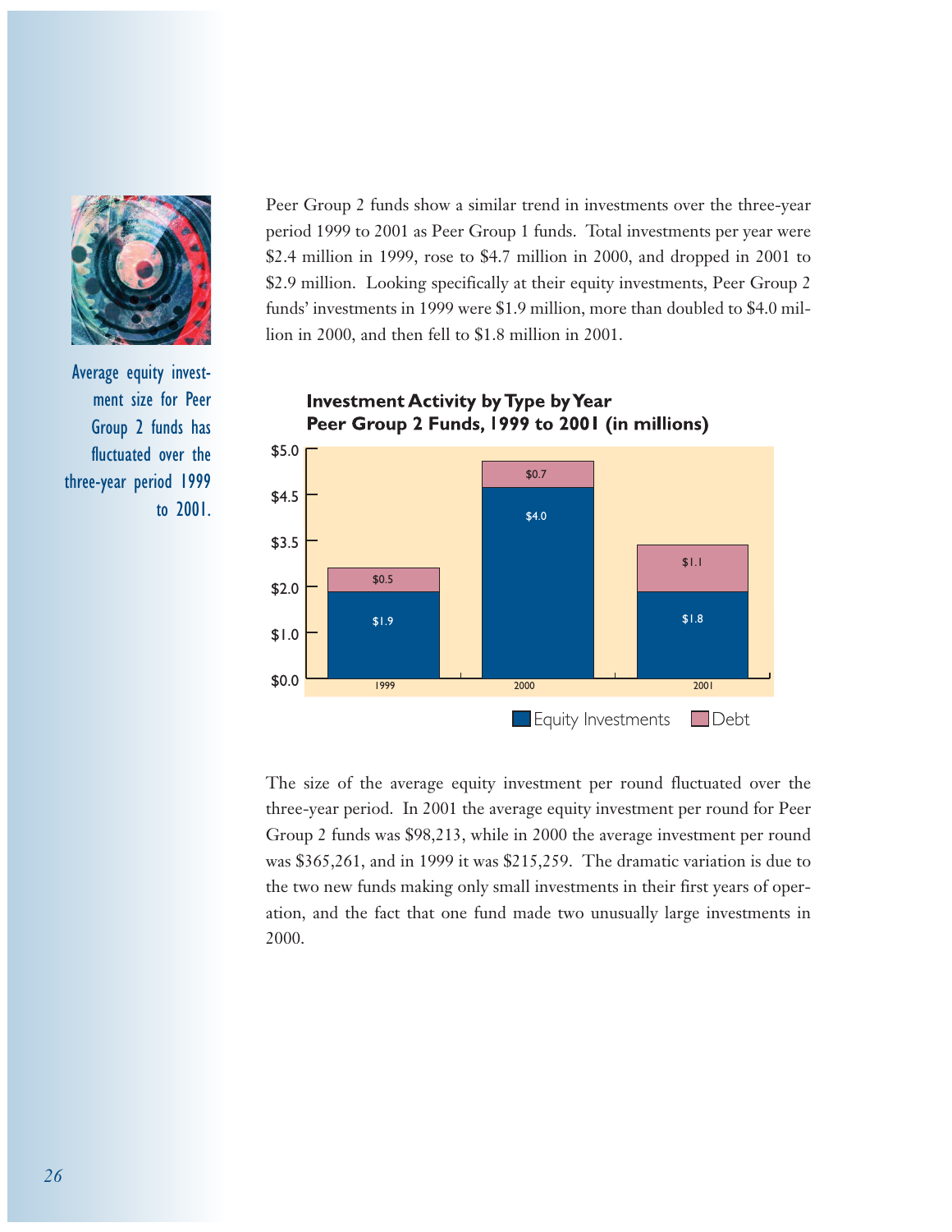Peer Group 2 funds show a similar trend in investments over the three-year period 1999 to 2001 as Peer Group 1 funds. Total investments per year were \$2.4 million in 1999, rose to \$4.7 million in 2000, and dropped in 2001 to \$2.9 million. Looking specifically at their equity investments, Peer Group 2 funds' investments in 1999 were \$1.9 million, more than doubled to \$4.0 million in 2000, and then fell to \$1.8 million in 2001.

Average equity investment size for Peer Group 2 funds has fluctuated over the three-year period 1999 to 2001.

**Investment Activity by Type by Year**
**Peer Group 2 Funds, 1999 to 2001 (in millions)**

| Year | Equity Investments | Debt |
| --- | --- | --- |
| 1999 | \$1.9 | \$0.5 |
| 2000 | \$4.0 | \$0.7 |
| 2001 | \$1.8 | \$1.1 |

The size of the average equity investment per round fluctuated over the three-year period. In 2001 the average equity investment per round for Peer Group 2 funds was \$98,213, while in 2000 the average investment per round was \$365,261, and in 1999 it was \$215,259. The dramatic variation is due to the two new funds making only small investments in their first years of operation, and the fact that one fund made two unusually large investments in 2000.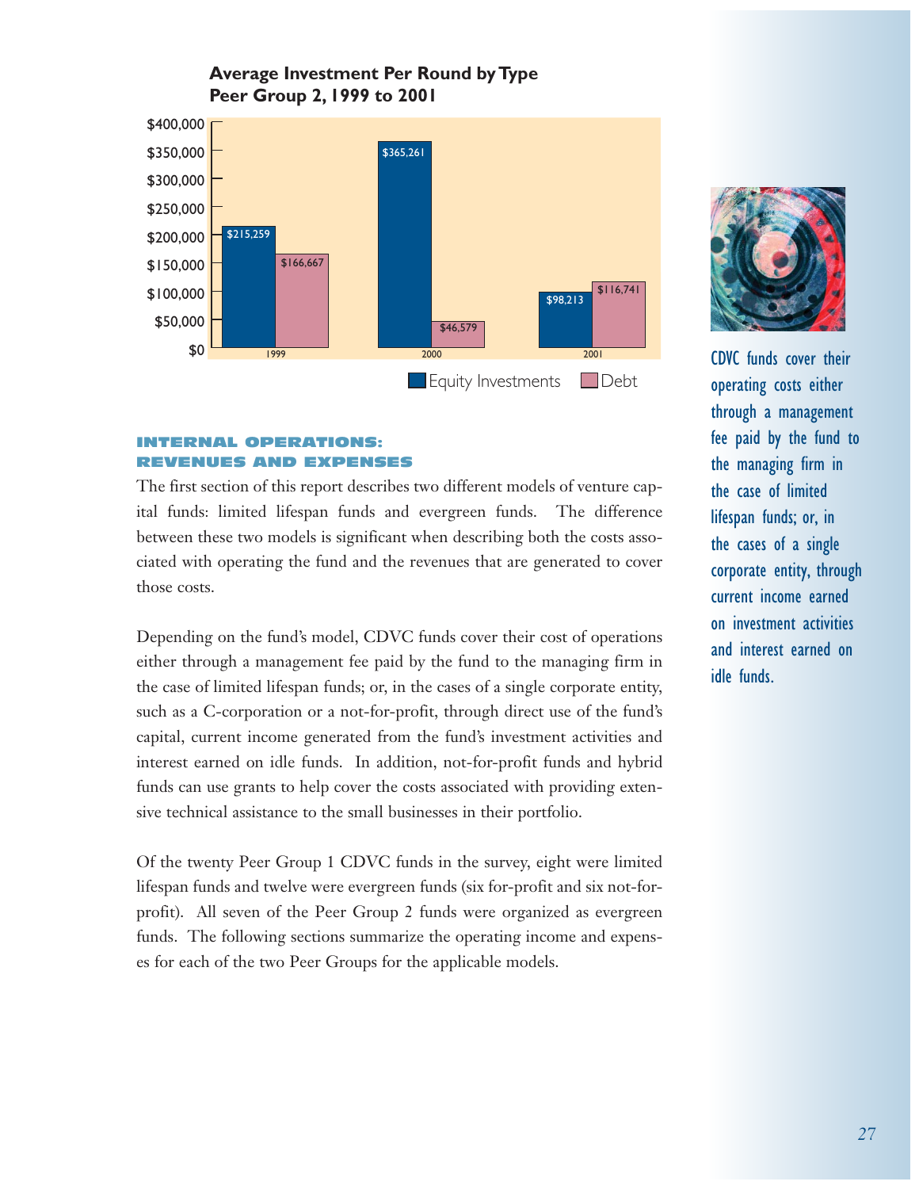**Average Investment Per Round by Type**
**Peer Group 2, 1999 to 2001**

| Year | Equity Investments | Debt |
|---|---|---|
| 1999 | $215,259 | $166,667 |
| 2000 | $365,261 | $46,579 |
| 2001 | $98,213 | $116,741 |

CDVC funds cover their operating costs either through a management fee paid by the fund to the managing firm in the case of limited lifespan funds; or, in the cases of a single corporate entity, through current income earned on investment activities and interest earned on idle funds.

## INTERNAL OPERATIONS: REVENUES AND EXPENSES

The first section of this report describes two different models of venture capital funds: limited lifespan funds and evergreen funds. The difference between these two models is significant when describing both the costs associated with operating the fund and the revenues that are generated to cover those costs.

Depending on the fund's model, CDVC funds cover their cost of operations either through a management fee paid by the fund to the managing firm in the case of limited lifespan funds; or, in the cases of a single corporate entity, such as a C-corporation or a not-for-profit, through direct use of the fund's capital, current income generated from the fund's investment activities and interest earned on idle funds. In addition, not-for-profit funds and hybrid funds can use grants to help cover the costs associated with providing extensive technical assistance to the small businesses in their portfolio.

Of the twenty Peer Group 1 CDVC funds in the survey, eight were limited lifespan funds and twelve were evergreen funds (six for-profit and six not-for-profit). All seven of the Peer Group 2 funds were organized as evergreen funds. The following sections summarize the operating income and expenses for each of the two Peer Groups for the applicable models.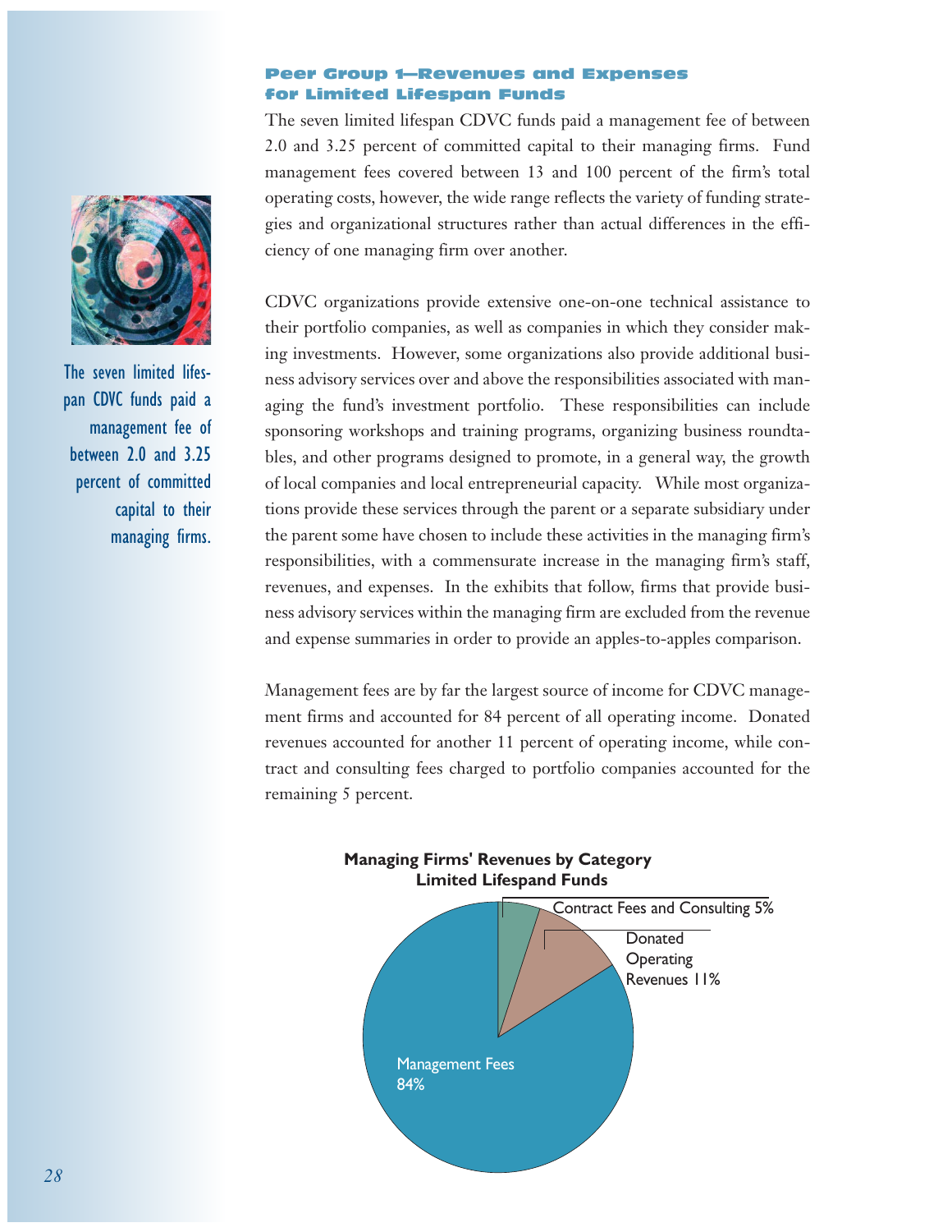## Peer Group 1—Revenues and Expenses for Limited Lifespan Funds

The seven limited lifespan CDVC funds paid a management fee of between 2.0 and 3.25 percent of committed capital to their managing firms. Fund management fees covered between 13 and 100 percent of the firm's total operating costs, however, the wide range reflects the variety of funding strategies and organizational structures rather than actual differences in the efficiency of one managing firm over another.

The seven limited lifespan CDVC funds paid a management fee of between 2.0 and 3.25 percent of committed capital to their managing firms.

CDVC organizations provide extensive one-on-one technical assistance to their portfolio companies, as well as companies in which they consider making investments. However, some organizations also provide additional business advisory services over and above the responsibilities associated with managing the fund's investment portfolio. These responsibilities can include sponsoring workshops and training programs, organizing business roundtables, and other programs designed to promote, in a general way, the growth of local companies and local entrepreneurial capacity. While most organizations provide these services through the parent or a separate subsidiary under the parent some have chosen to include these activities in the managing firm's responsibilities, with a commensurate increase in the managing firm's staff, revenues, and expenses. In the exhibits that follow, firms that provide business advisory services within the managing firm are excluded from the revenue and expense summaries in order to provide an apples-to-apples comparison.

Management fees are by far the largest source of income for CDVC management firms and accounted for 84 percent of all operating income. Donated revenues accounted for another 11 percent of operating income, while contract and consulting fees charged to portfolio companies accounted for the remaining 5 percent.

**Managing Firms' Revenues by Category**
**Limited Lifespand Funds**

| Category | Percent |
|---|---|
| Management Fees | 84% |
| Donated Operating Revenues | 11% |
| Contract Fees and Consulting | 5% |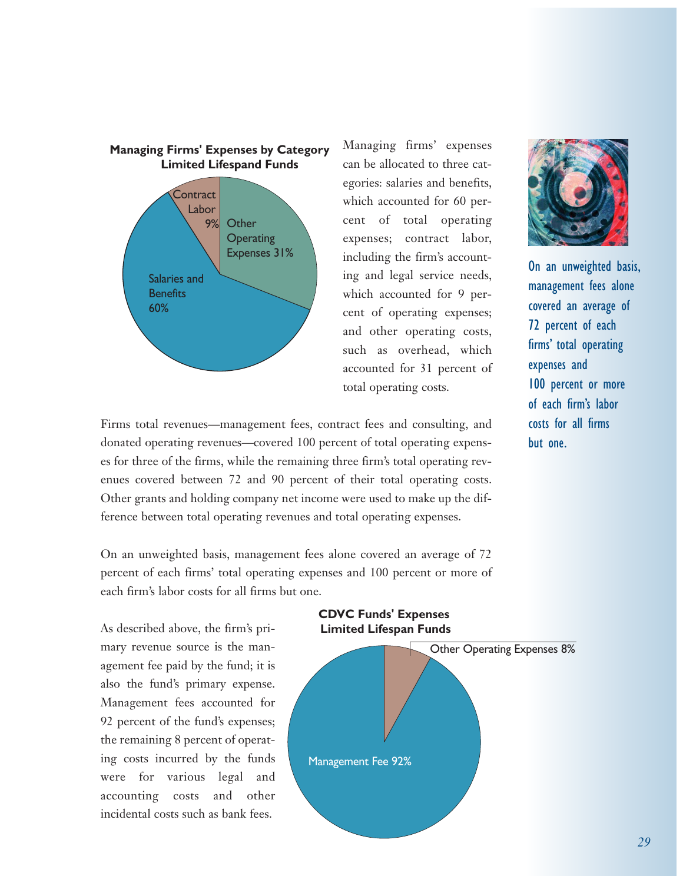**Managing Firms' Expenses by Category**
**Limited Lifespand Funds**

Contract Labor 9%

Other Operating Expenses 31%

Salaries and Benefits 60%

Managing firms' expenses can be allocated to three categories: salaries and benefits, which accounted for 60 percent of total operating expenses; contract labor, including the firm's accounting and legal service needs, which accounted for 9 percent of operating expenses; and other operating costs, such as overhead, which accounted for 31 percent of total operating costs.

On an unweighted basis, management fees alone covered an average of 72 percent of each firms' total operating expenses and 100 percent or more of each firm's labor costs for all firms but one.

Firms total revenues—management fees, contract fees and consulting, and donated operating revenues—covered 100 percent of total operating expenses for three of the firms, while the remaining three firm's total operating revenues covered between 72 and 90 percent of their total operating costs. Other grants and holding company net income were used to make up the difference between total operating revenues and total operating expenses.

On an unweighted basis, management fees alone covered an average of 72 percent of each firms' total operating expenses and 100 percent or more of each firm's labor costs for all firms but one.

As described above, the firm's primary revenue source is the management fee paid by the fund; it is also the fund's primary expense. Management fees accounted for 92 percent of the fund's expenses; the remaining 8 percent of operating costs incurred by the funds were for various legal and accounting costs and other incidental costs such as bank fees.

**CDVC Funds' Expenses**
**Limited Lifespan Funds**

Other Operating Expenses 8%

Management Fee 92%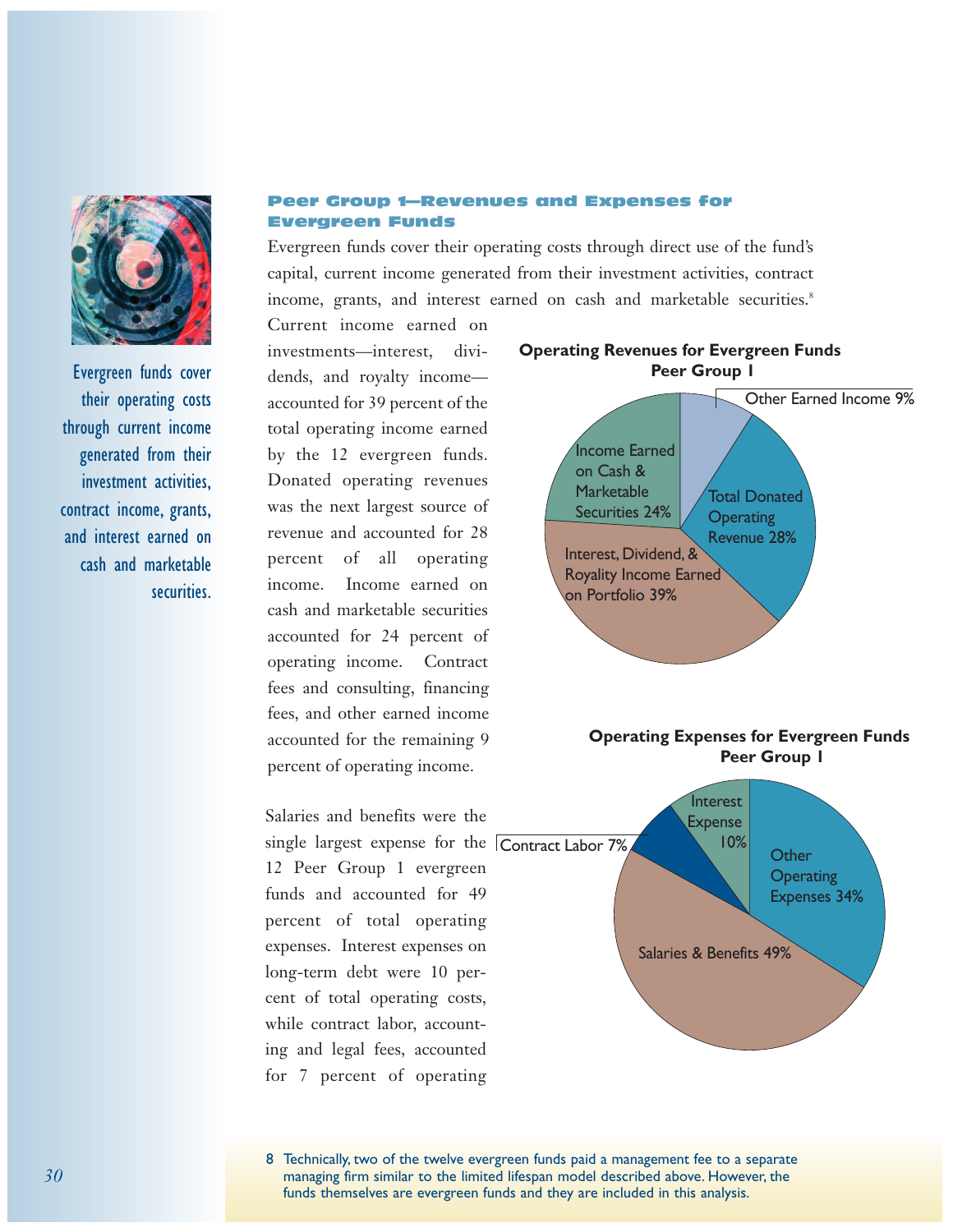## Peer Group 1—Revenues and Expenses for Evergreen Funds

Evergreen funds cover their operating costs through direct use of the fund's capital, current income generated from their investment activities, contract income, grants, and interest earned on cash and marketable securities.[8]

Evergreen funds cover their operating costs through current income generated from their investment activities, contract income, grants, and interest earned on cash and marketable securities.

Current income earned on investments—interest, dividends, and royalty income—accounted for 39 percent of the total operating income earned by the 12 evergreen funds. Donated operating revenues was the next largest source of revenue and accounted for 28 percent of all operating income. Income earned on cash and marketable securities accounted for 24 percent of operating income. Contract fees and consulting, financing fees, and other earned income accounted for the remaining 9 percent of operating income.

**Operating Revenues for Evergreen Funds Peer Group I**

| Category | Percent |
|---|---|
| Interest, Dividend, & Royality Income Earned on Portfolio | 39% |
| Total Donated Operating Revenue | 28% |
| Income Earned on Cash & Marketable Securities | 24% |
| Other Earned Income | 9% |

Salaries and benefits were the single largest expense for the 12 Peer Group 1 evergreen funds and accounted for 49 percent of total operating expenses. Interest expenses on long-term debt were 10 percent of total operating costs, while contract labor, accounting and legal fees, accounted for 7 percent of operating

**Operating Expenses for Evergreen Funds Peer Group I**

| Category | Percent |
|---|---|
| Salaries & Benefits | 49% |
| Other Operating Expenses | 34% |
| Interest Expense | 10% |
| Contract Labor | 7% |

8 Technically, two of the twelve evergreen funds paid a management fee to a separate managing firm similar to the limited lifespan model described above. However, the funds themselves are evergreen funds and they are included in this analysis.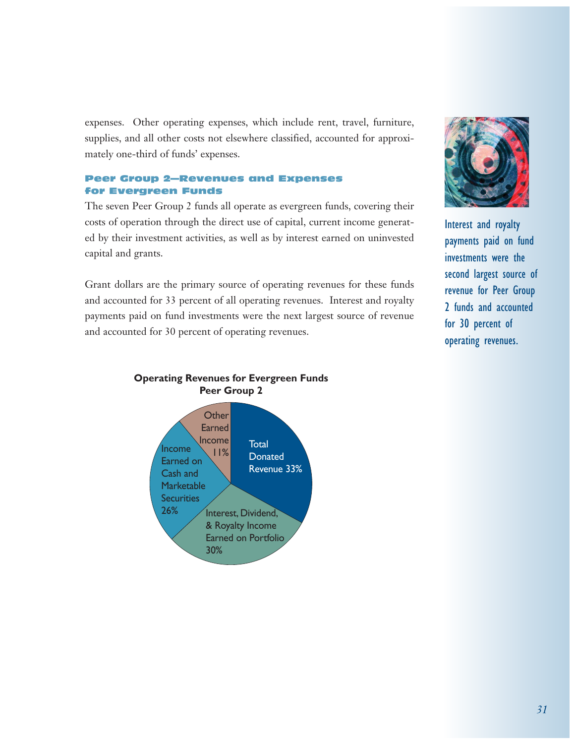expenses. Other operating expenses, which include rent, travel, furniture, supplies, and all other costs not elsewhere classified, accounted for approximately one-third of funds' expenses.

### Peer Group 2—Revenues and Expenses for Evergreen Funds

The seven Peer Group 2 funds all operate as evergreen funds, covering their costs of operation through the direct use of capital, current income generated by their investment activities, as well as by interest earned on uninvested capital and grants.

Grant dollars are the primary source of operating revenues for these funds and accounted for 33 percent of all operating revenues. Interest and royalty payments paid on fund investments were the next largest source of revenue and accounted for 30 percent of operating revenues.

Interest and royalty payments paid on fund investments were the second largest source of revenue for Peer Group 2 funds and accounted for 30 percent of operating revenues.

**Operating Revenues for Evergreen Funds Peer Group 2**

| Revenue Source | Percent |
|---|---|
| Total Donated Revenue | 33% |
| Interest, Dividend, & Royalty Income Earned on Portfolio | 30% |
| Income Earned on Cash and Marketable Securities | 26% |
| Other Earned Income | 11% |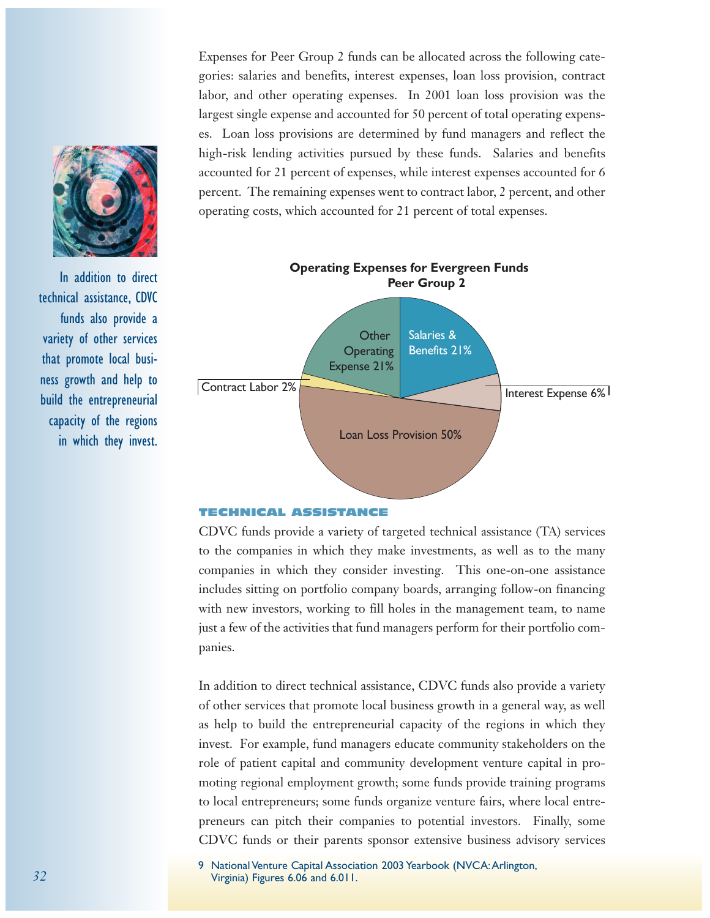Expenses for Peer Group 2 funds can be allocated across the following categories: salaries and benefits, interest expenses, loan loss provision, contract labor, and other operating expenses. In 2001 loan loss provision was the largest single expense and accounted for 50 percent of total operating expenses. Loan loss provisions are determined by fund managers and reflect the high-risk lending activities pursued by these funds. Salaries and benefits accounted for 21 percent of expenses, while interest expenses accounted for 6 percent. The remaining expenses went to contract labor, 2 percent, and other operating costs, which accounted for 21 percent of total expenses.

**Operating Expenses for Evergreen Funds Peer Group 2**

| Category | Percent |
| --- | --- |
| Salaries & Benefits | 21% |
| Interest Expense | 6% |
| Loan Loss Provision | 50% |
| Contract Labor | 2% |
| Other Operating Expense | 21% |

In addition to direct technical assistance, CDVC funds also provide a variety of other services that promote local business growth and help to build the entrepreneurial capacity of the regions in which they invest.

### TECHNICAL ASSISTANCE

CDVC funds provide a variety of targeted technical assistance (TA) services to the companies in which they make investments, as well as to the many companies in which they consider investing. This one-on-one assistance includes sitting on portfolio company boards, arranging follow-on financing with new investors, working to fill holes in the management team, to name just a few of the activities that fund managers perform for their portfolio companies.

In addition to direct technical assistance, CDVC funds also provide a variety of other services that promote local business growth in a general way, as well as help to build the entrepreneurial capacity of the regions in which they invest. For example, fund managers educate community stakeholders on the role of patient capital and community development venture capital in promoting regional employment growth; some funds provide training programs to local entrepreneurs; some funds organize venture fairs, where local entrepreneurs can pitch their companies to potential investors. Finally, some CDVC funds or their parents sponsor extensive business advisory services

9 National Venture Capital Association 2003 Yearbook (NVCA: Arlington, Virginia) Figures 6.06 and 6.011.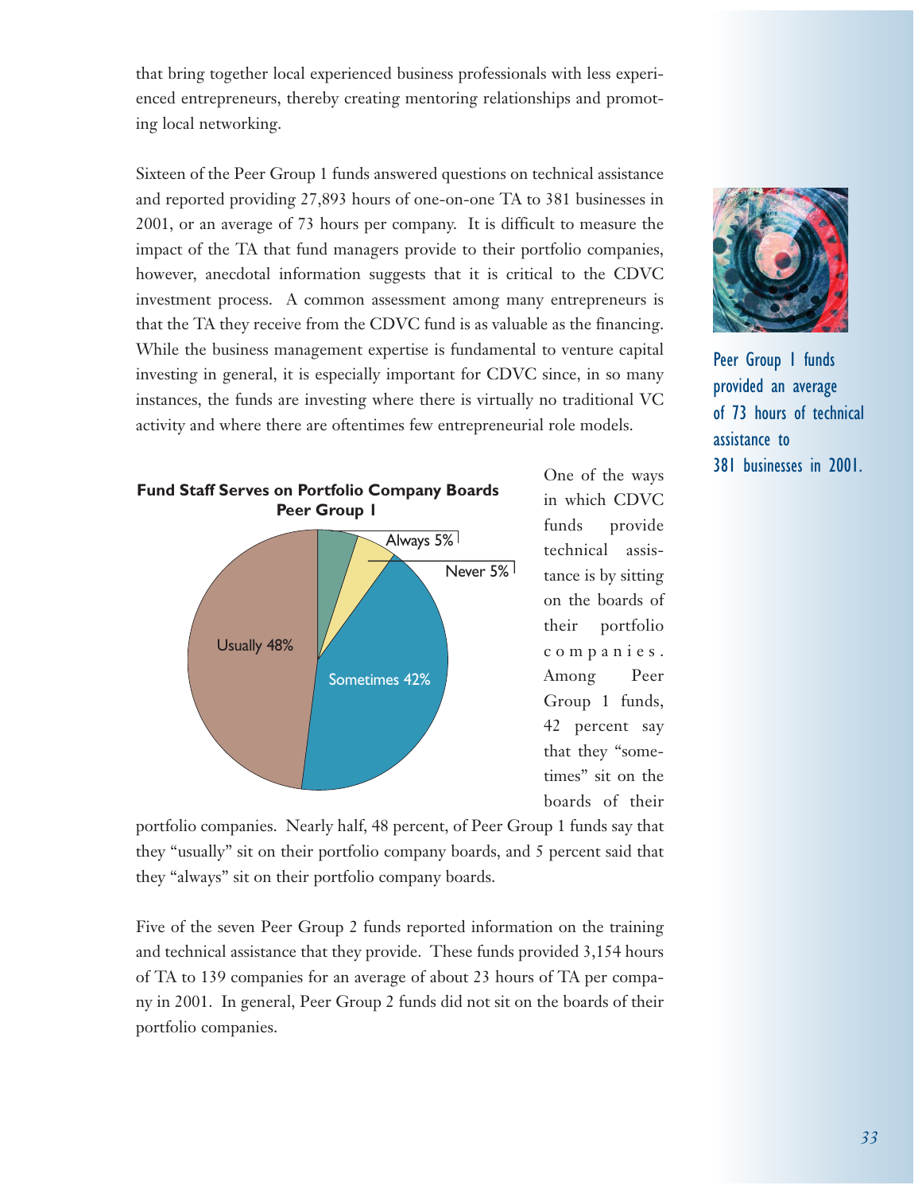that bring together local experienced business professionals with less experienced entrepreneurs, thereby creating mentoring relationships and promoting local networking.

Sixteen of the Peer Group 1 funds answered questions on technical assistance and reported providing 27,893 hours of one-on-one TA to 381 businesses in 2001, or an average of 73 hours per company. It is difficult to measure the impact of the TA that fund managers provide to their portfolio companies, however, anecdotal information suggests that it is critical to the CDVC investment process. A common assessment among many entrepreneurs is that the TA they receive from the CDVC fund is as valuable as the financing. While the business management expertise is fundamental to venture capital investing in general, it is especially important for CDVC since, in so many instances, the funds are investing where there is virtually no traditional VC activity and where there are oftentimes few entrepreneurial role models.

Peer Group 1 funds provided an average of 73 hours of technical assistance to 381 businesses in 2001.

**Fund Staff Serves on Portfolio Company Boards Peer Group 1**

| Response | Percent |
|---|---|
| Always | 5% |
| Never | 5% |
| Sometimes | 42% |
| Usually | 48% |

One of the ways in which CDVC funds provide technical assistance is by sitting on the boards of their portfolio companies. Among Peer Group 1 funds, 42 percent say that they "sometimes" sit on the boards of their portfolio companies. Nearly half, 48 percent, of Peer Group 1 funds say that they "usually" sit on their portfolio company boards, and 5 percent said that they "always" sit on their portfolio company boards.

Five of the seven Peer Group 2 funds reported information on the training and technical assistance that they provide. These funds provided 3,154 hours of TA to 139 companies for an average of about 23 hours of TA per company in 2001. In general, Peer Group 2 funds did not sit on the boards of their portfolio companies.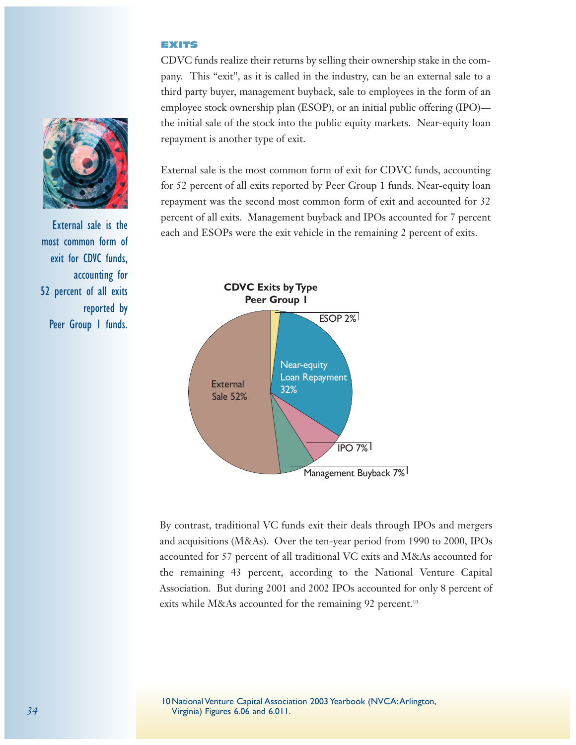## EXITS

CDVC funds realize their returns by selling their ownership stake in the company. This "exit", as it is called in the industry, can be an external sale to a third party buyer, management buyback, sale to employees in the form of an employee stock ownership plan (ESOP), or an initial public offering (IPO)—the initial sale of the stock into the public equity markets. Near-equity loan repayment is another type of exit.

External sale is the most common form of exit for CDVC funds, accounting for 52 percent of all exits reported by Peer Group 1 funds. Near-equity loan repayment was the second most common form of exit and accounted for 32 percent of all exits. Management buyback and IPOs accounted for 7 percent each and ESOPs were the exit vehicle in the remaining 2 percent of exits.

External sale is the most common form of exit for CDVC funds, accounting for 52 percent of all exits reported by Peer Group 1 funds.

**CDVC Exits by Type**
**Peer Group 1**

| Exit Type | Percent |
|---|---|
| External Sale | 52% |
| Near-equity Loan Repayment | 32% |
| IPO | 7% |
| Management Buyback | 7% |
| ESOP | 2% |

By contrast, traditional VC funds exit their deals through IPOs and mergers and acquisitions (M&As). Over the ten-year period from 1990 to 2000, IPOs accounted for 57 percent of all traditional VC exits and M&As accounted for the remaining 43 percent, according to the National Venture Capital Association. But during 2001 and 2002 IPOs accounted for only 8 percent of exits while M&As accounted for the remaining 92 percent.[10]

10 National Venture Capital Association 2003 Yearbook (NVCA: Arlington, Virginia) Figures 6.06 and 6.011.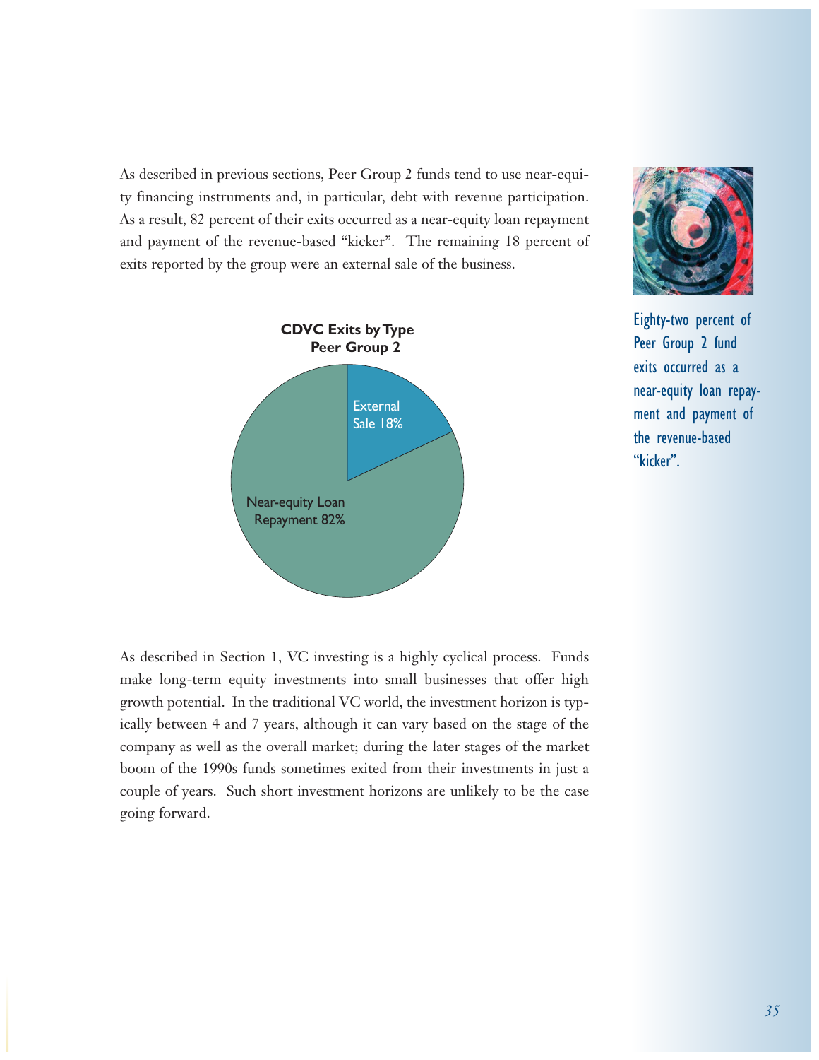As described in previous sections, Peer Group 2 funds tend to use near-equity financing instruments and, in particular, debt with revenue participation. As a result, 82 percent of their exits occurred as a near-equity loan repayment and payment of the revenue-based "kicker". The remaining 18 percent of exits reported by the group were an external sale of the business.

Eighty-two percent of Peer Group 2 fund exits occurred as a near-equity loan repayment and payment of the revenue-based "kicker".

**CDVC Exits by Type**
**Peer Group 2**

External Sale 18%

Near-equity Loan Repayment 82%

As described in Section 1, VC investing is a highly cyclical process. Funds make long-term equity investments into small businesses that offer high growth potential. In the traditional VC world, the investment horizon is typically between 4 and 7 years, although it can vary based on the stage of the company as well as the overall market; during the later stages of the market boom of the 1990s funds sometimes exited from their investments in just a couple of years. Such short investment horizons are unlikely to be the case going forward.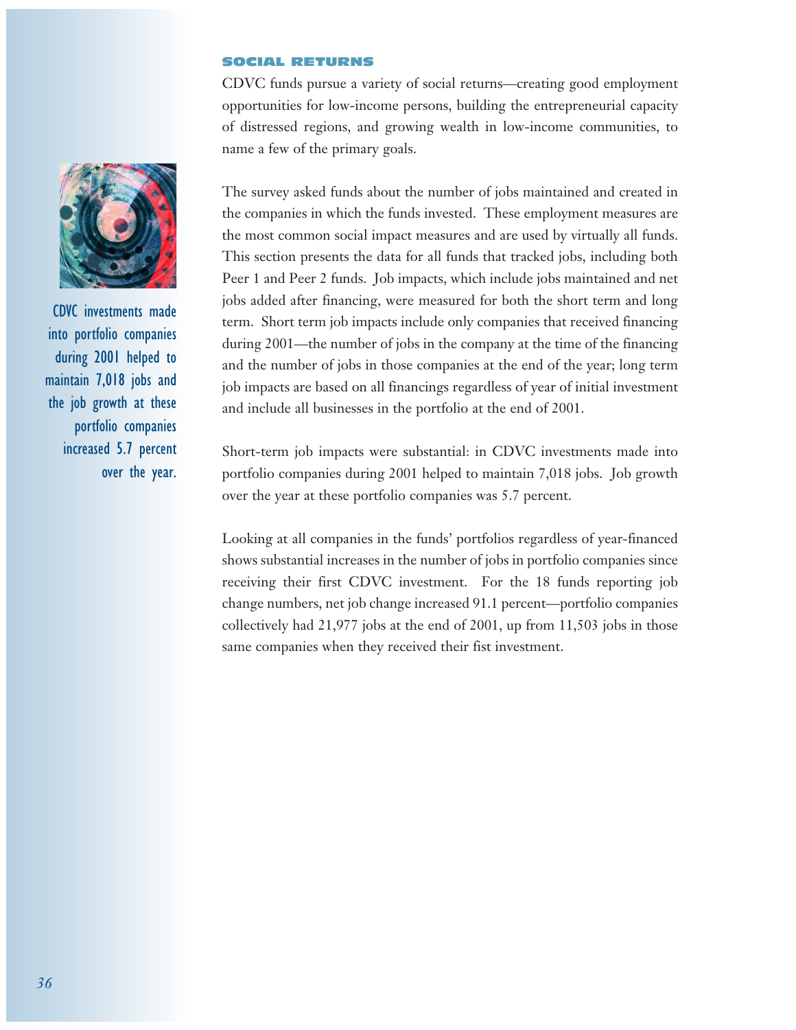## SOCIAL RETURNS

CDVC funds pursue a variety of social returns—creating good employment opportunities for low-income persons, building the entrepreneurial capacity of distressed regions, and growing wealth in low-income communities, to name a few of the primary goals.

The survey asked funds about the number of jobs maintained and created in the companies in which the funds invested. These employment measures are the most common social impact measures and are used by virtually all funds. This section presents the data for all funds that tracked jobs, including both Peer 1 and Peer 2 funds. Job impacts, which include jobs maintained and net jobs added after financing, were measured for both the short term and long term. Short term job impacts include only companies that received financing during 2001—the number of jobs in the company at the time of the financing and the number of jobs in those companies at the end of the year; long term job impacts are based on all financings regardless of year of initial investment and include all businesses in the portfolio at the end of 2001.

CDVC investments made into portfolio companies during 2001 helped to maintain 7,018 jobs and the job growth at these portfolio companies increased 5.7 percent over the year.

Short-term job impacts were substantial: in CDVC investments made into portfolio companies during 2001 helped to maintain 7,018 jobs. Job growth over the year at these portfolio companies was 5.7 percent.

Looking at all companies in the funds' portfolios regardless of year-financed shows substantial increases in the number of jobs in portfolio companies since receiving their first CDVC investment. For the 18 funds reporting job change numbers, net job change increased 91.1 percent—portfolio companies collectively had 21,977 jobs at the end of 2001, up from 11,503 jobs in those same companies when they received their fist investment.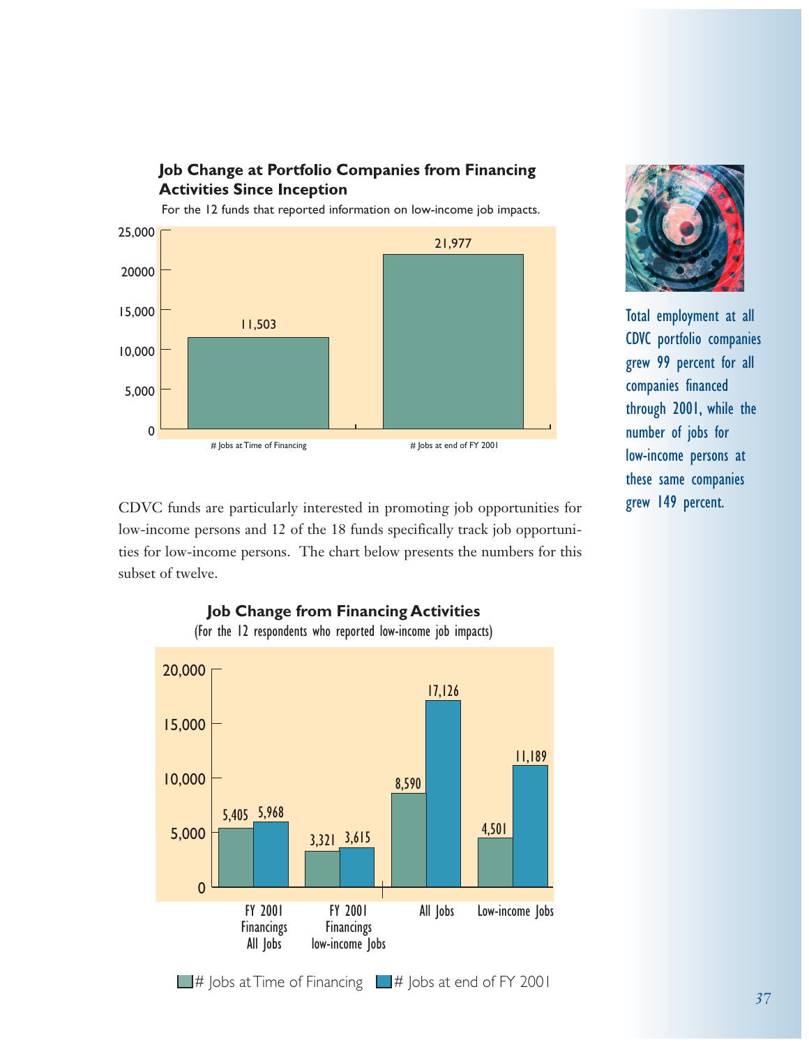### Job Change at Portfolio Companies from Financing Activities Since Inception

For the 12 funds that reported information on low-income job impacts.

| | # Jobs at Time of Financing | # Jobs at end of FY 2001 |
|---|---|---|
| Jobs | 11,503 | 21,977 |

Total employment at all CDVC portfolio companies grew 99 percent for all companies financed through 2001, while the number of jobs for low-income persons at these same companies grew 149 percent.

CDVC funds are particularly interested in promoting job opportunities for low-income persons and 12 of the 18 funds specifically track job opportunities for low-income persons. The chart below presents the numbers for this subset of twelve.

### Job Change from Financing Activities

(For the 12 respondents who reported low-income job impacts)

| | # Jobs at Time of Financing | # Jobs at end of FY 2001 |
|---|---|---|
| FY 2001 Financings All Jobs | 5,405 | 5,968 |
| FY 2001 Financings low-income Jobs | 3,321 | 3,615 |
| All Jobs | 8,590 | 17,126 |
| Low-income Jobs | 4,501 | 11,189 |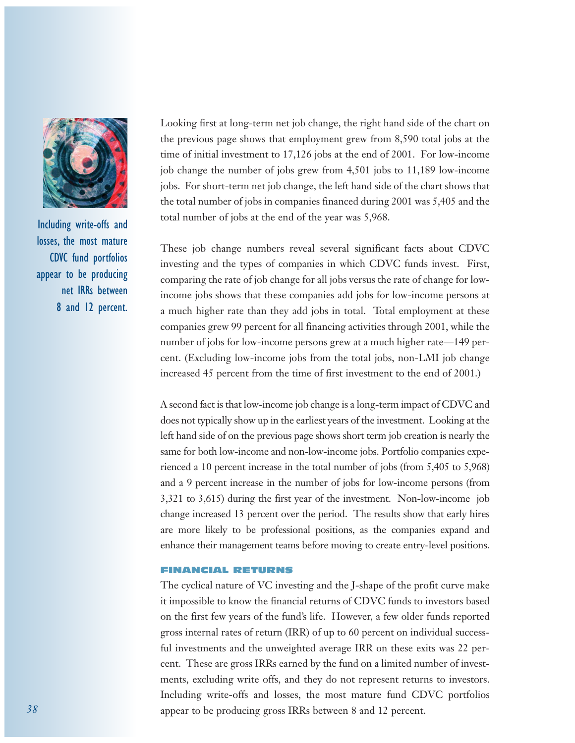Looking first at long-term net job change, the right hand side of the chart on the previous page shows that employment grew from 8,590 total jobs at the time of initial investment to 17,126 jobs at the end of 2001. For low-income job change the number of jobs grew from 4,501 jobs to 11,189 low-income jobs. For short-term net job change, the left hand side of the chart shows that the total number of jobs in companies financed during 2001 was 5,405 and the total number of jobs at the end of the year was 5,968.

Including write-offs and losses, the most mature CDVC fund portfolios appear to be producing net IRRs between 8 and 12 percent.

These job change numbers reveal several significant facts about CDVC investing and the types of companies in which CDVC funds invest. First, comparing the rate of job change for all jobs versus the rate of change for low-income jobs shows that these companies add jobs for low-income persons at a much higher rate than they add jobs in total. Total employment at these companies grew 99 percent for all financing activities through 2001, while the number of jobs for low-income persons grew at a much higher rate—149 percent. (Excluding low-income jobs from the total jobs, non-LMI job change increased 45 percent from the time of first investment to the end of 2001.)

A second fact is that low-income job change is a long-term impact of CDVC and does not typically show up in the earliest years of the investment. Looking at the left hand side of on the previous page shows short term job creation is nearly the same for both low-income and non-low-income jobs. Portfolio companies experienced a 10 percent increase in the total number of jobs (from 5,405 to 5,968) and a 9 percent increase in the number of jobs for low-income persons (from 3,321 to 3,615) during the first year of the investment. Non-low-income job change increased 13 percent over the period. The results show that early hires are more likely to be professional positions, as the companies expand and enhance their management teams before moving to create entry-level positions.

### FINANCIAL RETURNS

The cyclical nature of VC investing and the J-shape of the profit curve make it impossible to know the financial returns of CDVC funds to investors based on the first few years of the fund's life. However, a few older funds reported gross internal rates of return (IRR) of up to 60 percent on individual successful investments and the unweighted average IRR on these exits was 22 percent. These are gross IRRs earned by the fund on a limited number of investments, excluding write offs, and they do not represent returns to investors. Including write-offs and losses, the most mature fund CDVC portfolios appear to be producing gross IRRs between 8 and 12 percent.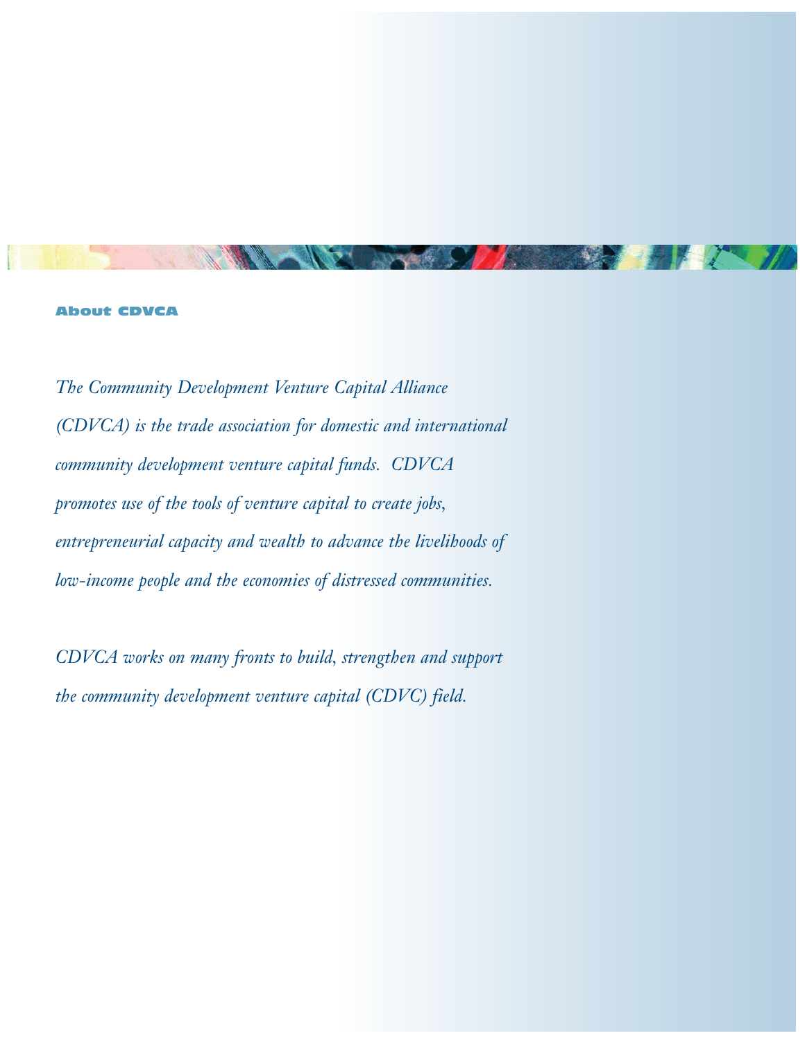## About CDVCA

*The Community Development Venture Capital Alliance (CDVCA) is the trade association for domestic and international community development venture capital funds. CDVCA promotes use of the tools of venture capital to create jobs, entrepreneurial capacity and wealth to advance the livelihoods of low-income people and the economies of distressed communities.*

*CDVCA works on many fronts to build, strengthen and support the community development venture capital (CDVC) field.*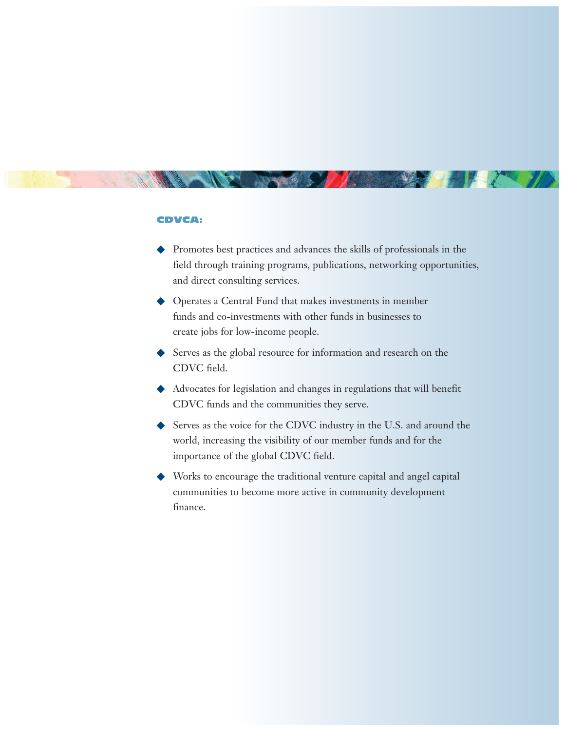**CDVCA:**

- Promotes best practices and advances the skills of professionals in the field through training programs, publications, networking opportunities, and direct consulting services.
- Operates a Central Fund that makes investments in member funds and co-investments with other funds in businesses to create jobs for low-income people.
- Serves as the global resource for information and research on the CDVC field.
- Advocates for legislation and changes in regulations that will benefit CDVC funds and the communities they serve.
- Serves as the voice for the CDVC industry in the U.S. and around the world, increasing the visibility of our member funds and for the importance of the global CDVC field.
- Works to encourage the traditional venture capital and angel capital communities to become more active in community development finance.